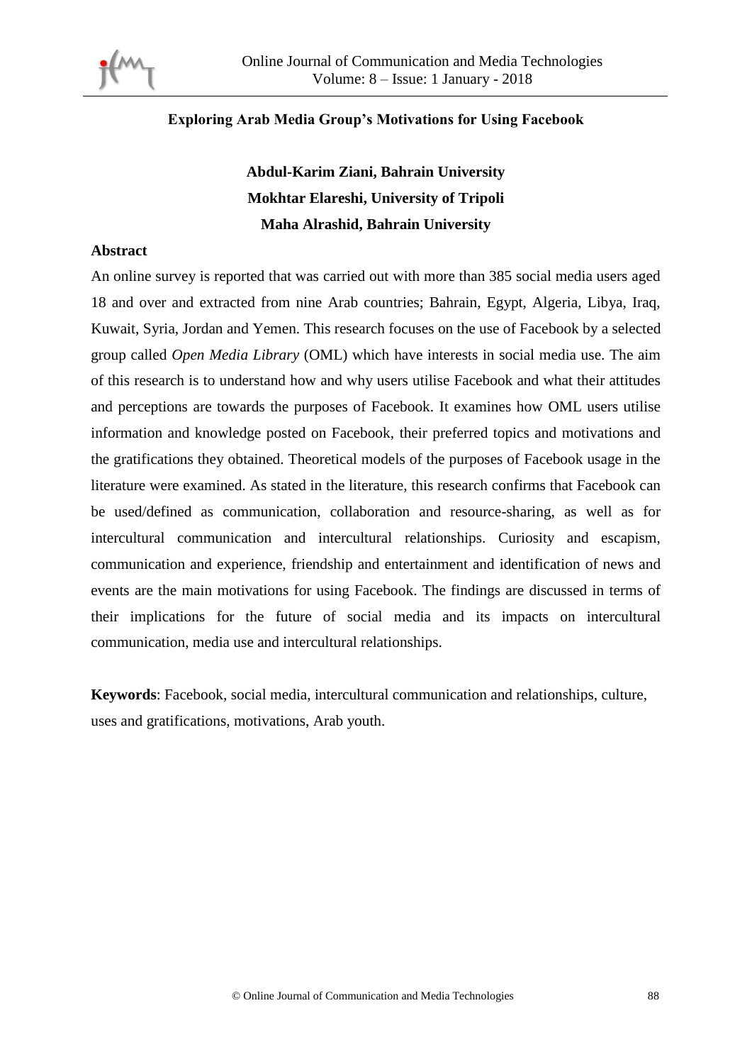# Exploring Arab Media Group's Motivations for Using Facebook

**Abdul-Karim Ziani, Bahrain University**
**Mokhtar Elareshi, University of Tripoli**
**Maha Alrashid, Bahrain University**

## Abstract

An online survey is reported that was carried out with more than 385 social media users aged 18 and over and extracted from nine Arab countries; Bahrain, Egypt, Algeria, Libya, Iraq, Kuwait, Syria, Jordan and Yemen. This research focuses on the use of Facebook by a selected group called *Open Media Library* (OML) which have interests in social media use. The aim of this research is to understand how and why users utilise Facebook and what their attitudes and perceptions are towards the purposes of Facebook. It examines how OML users utilise information and knowledge posted on Facebook, their preferred topics and motivations and the gratifications they obtained. Theoretical models of the purposes of Facebook usage in the literature were examined. As stated in the literature, this research confirms that Facebook can be used/defined as communication, collaboration and resource-sharing, as well as for intercultural communication and intercultural relationships. Curiosity and escapism, communication and experience, friendship and entertainment and identification of news and events are the main motivations for using Facebook. The findings are discussed in terms of their implications for the future of social media and its impacts on intercultural communication, media use and intercultural relationships.

**Keywords**: Facebook, social media, intercultural communication and relationships, culture, uses and gratifications, motivations, Arab youth.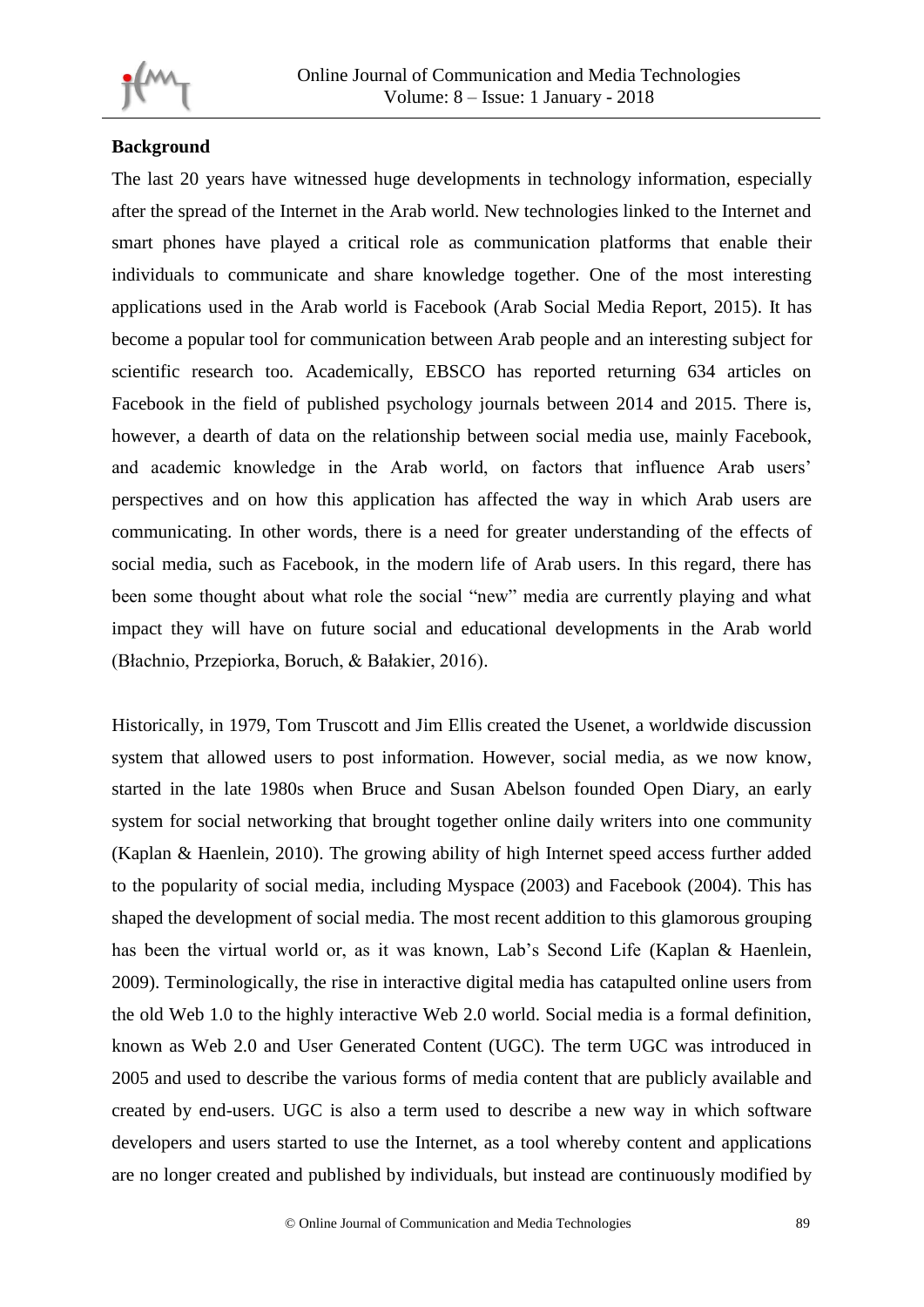**Background**

The last 20 years have witnessed huge developments in technology information, especially after the spread of the Internet in the Arab world. New technologies linked to the Internet and smart phones have played a critical role as communication platforms that enable their individuals to communicate and share knowledge together. One of the most interesting applications used in the Arab world is Facebook (Arab Social Media Report, 2015). It has become a popular tool for communication between Arab people and an interesting subject for scientific research too. Academically, EBSCO has reported returning 634 articles on Facebook in the field of published psychology journals between 2014 and 2015. There is, however, a dearth of data on the relationship between social media use, mainly Facebook, and academic knowledge in the Arab world, on factors that influence Arab users' perspectives and on how this application has affected the way in which Arab users are communicating. In other words, there is a need for greater understanding of the effects of social media, such as Facebook, in the modern life of Arab users. In this regard, there has been some thought about what role the social "new" media are currently playing and what impact they will have on future social and educational developments in the Arab world (Błachnio, Przepiorka, Boruch, & Bałakier, 2016).

Historically, in 1979, Tom Truscott and Jim Ellis created the Usenet, a worldwide discussion system that allowed users to post information. However, social media, as we now know, started in the late 1980s when Bruce and Susan Abelson founded Open Diary, an early system for social networking that brought together online daily writers into one community (Kaplan & Haenlein, 2010). The growing ability of high Internet speed access further added to the popularity of social media, including Myspace (2003) and Facebook (2004). This has shaped the development of social media. The most recent addition to this glamorous grouping has been the virtual world or, as it was known, Lab's Second Life (Kaplan & Haenlein, 2009). Terminologically, the rise in interactive digital media has catapulted online users from the old Web 1.0 to the highly interactive Web 2.0 world. Social media is a formal definition, known as Web 2.0 and User Generated Content (UGC). The term UGC was introduced in 2005 and used to describe the various forms of media content that are publicly available and created by end-users. UGC is also a term used to describe a new way in which software developers and users started to use the Internet, as a tool whereby content and applications are no longer created and published by individuals, but instead are continuously modified by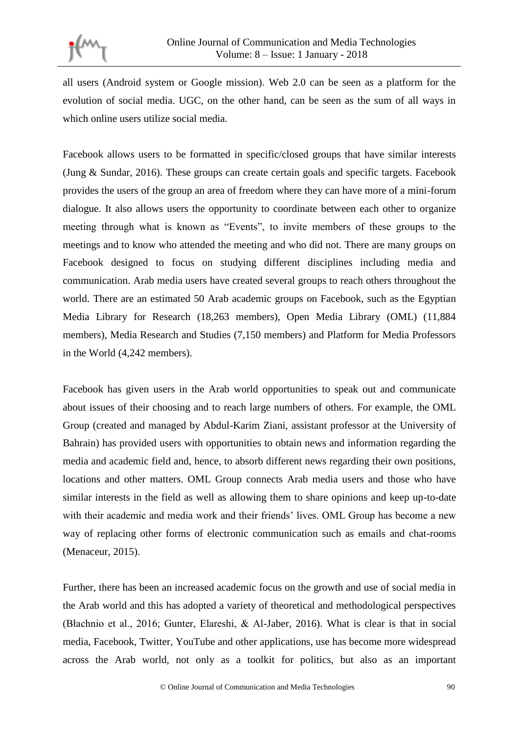all users (Android system or Google mission). Web 2.0 can be seen as a platform for the evolution of social media. UGC, on the other hand, can be seen as the sum of all ways in which online users utilize social media.

Facebook allows users to be formatted in specific/closed groups that have similar interests (Jung & Sundar, 2016). These groups can create certain goals and specific targets. Facebook provides the users of the group an area of freedom where they can have more of a mini-forum dialogue. It also allows users the opportunity to coordinate between each other to organize meeting through what is known as "Events", to invite members of these groups to the meetings and to know who attended the meeting and who did not. There are many groups on Facebook designed to focus on studying different disciplines including media and communication. Arab media users have created several groups to reach others throughout the world. There are an estimated 50 Arab academic groups on Facebook, such as the Egyptian Media Library for Research (18,263 members), Open Media Library (OML) (11,884 members), Media Research and Studies (7,150 members) and Platform for Media Professors in the World (4,242 members).

Facebook has given users in the Arab world opportunities to speak out and communicate about issues of their choosing and to reach large numbers of others. For example, the OML Group (created and managed by Abdul-Karim Ziani, assistant professor at the University of Bahrain) has provided users with opportunities to obtain news and information regarding the media and academic field and, hence, to absorb different news regarding their own positions, locations and other matters. OML Group connects Arab media users and those who have similar interests in the field as well as allowing them to share opinions and keep up-to-date with their academic and media work and their friends' lives. OML Group has become a new way of replacing other forms of electronic communication such as emails and chat-rooms (Menaceur, 2015).

Further, there has been an increased academic focus on the growth and use of social media in the Arab world and this has adopted a variety of theoretical and methodological perspectives (Błachnio et al., 2016; Gunter, Elareshi, & Al-Jaber, 2016). What is clear is that in social media, Facebook, Twitter, YouTube and other applications, use has become more widespread across the Arab world, not only as a toolkit for politics, but also as an important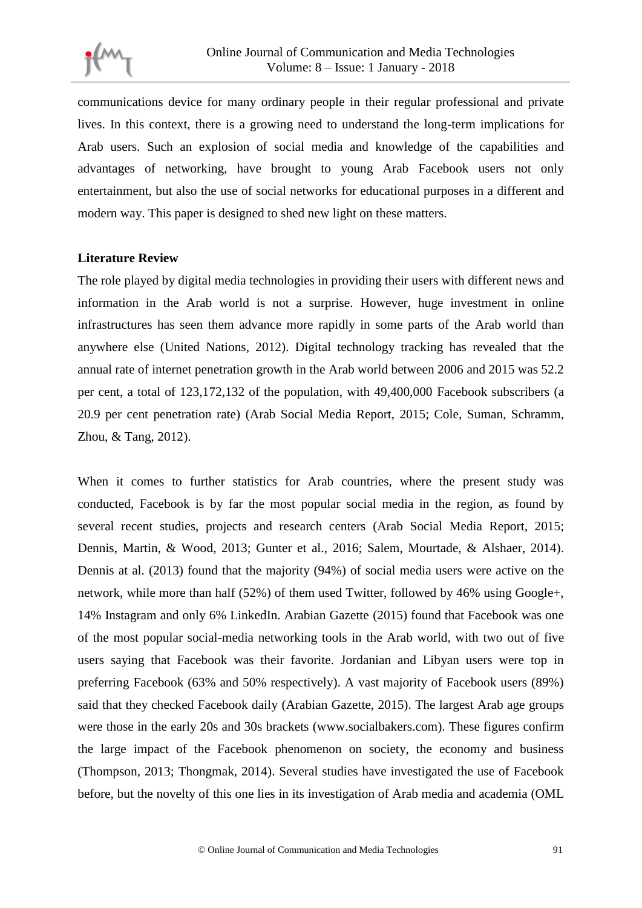communications device for many ordinary people in their regular professional and private lives. In this context, there is a growing need to understand the long-term implications for Arab users. Such an explosion of social media and knowledge of the capabilities and advantages of networking, have brought to young Arab Facebook users not only entertainment, but also the use of social networks for educational purposes in a different and modern way. This paper is designed to shed new light on these matters.

## Literature Review

The role played by digital media technologies in providing their users with different news and information in the Arab world is not a surprise. However, huge investment in online infrastructures has seen them advance more rapidly in some parts of the Arab world than anywhere else (United Nations, 2012). Digital technology tracking has revealed that the annual rate of internet penetration growth in the Arab world between 2006 and 2015 was 52.2 per cent, a total of 123,172,132 of the population, with 49,400,000 Facebook subscribers (a 20.9 per cent penetration rate) (Arab Social Media Report, 2015; Cole, Suman, Schramm, Zhou, & Tang, 2012).

When it comes to further statistics for Arab countries, where the present study was conducted, Facebook is by far the most popular social media in the region, as found by several recent studies, projects and research centers (Arab Social Media Report, 2015; Dennis, Martin, & Wood, 2013; Gunter et al., 2016; Salem, Mourtade, & Alshaer, 2014). Dennis at al. (2013) found that the majority (94%) of social media users were active on the network, while more than half (52%) of them used Twitter, followed by 46% using Google+, 14% Instagram and only 6% LinkedIn. Arabian Gazette (2015) found that Facebook was one of the most popular social-media networking tools in the Arab world, with two out of five users saying that Facebook was their favorite. Jordanian and Libyan users were top in preferring Facebook (63% and 50% respectively). A vast majority of Facebook users (89%) said that they checked Facebook daily (Arabian Gazette, 2015). The largest Arab age groups were those in the early 20s and 30s brackets (www.socialbakers.com). These figures confirm the large impact of the Facebook phenomenon on society, the economy and business (Thompson, 2013; Thongmak, 2014). Several studies have investigated the use of Facebook before, but the novelty of this one lies in its investigation of Arab media and academia (OML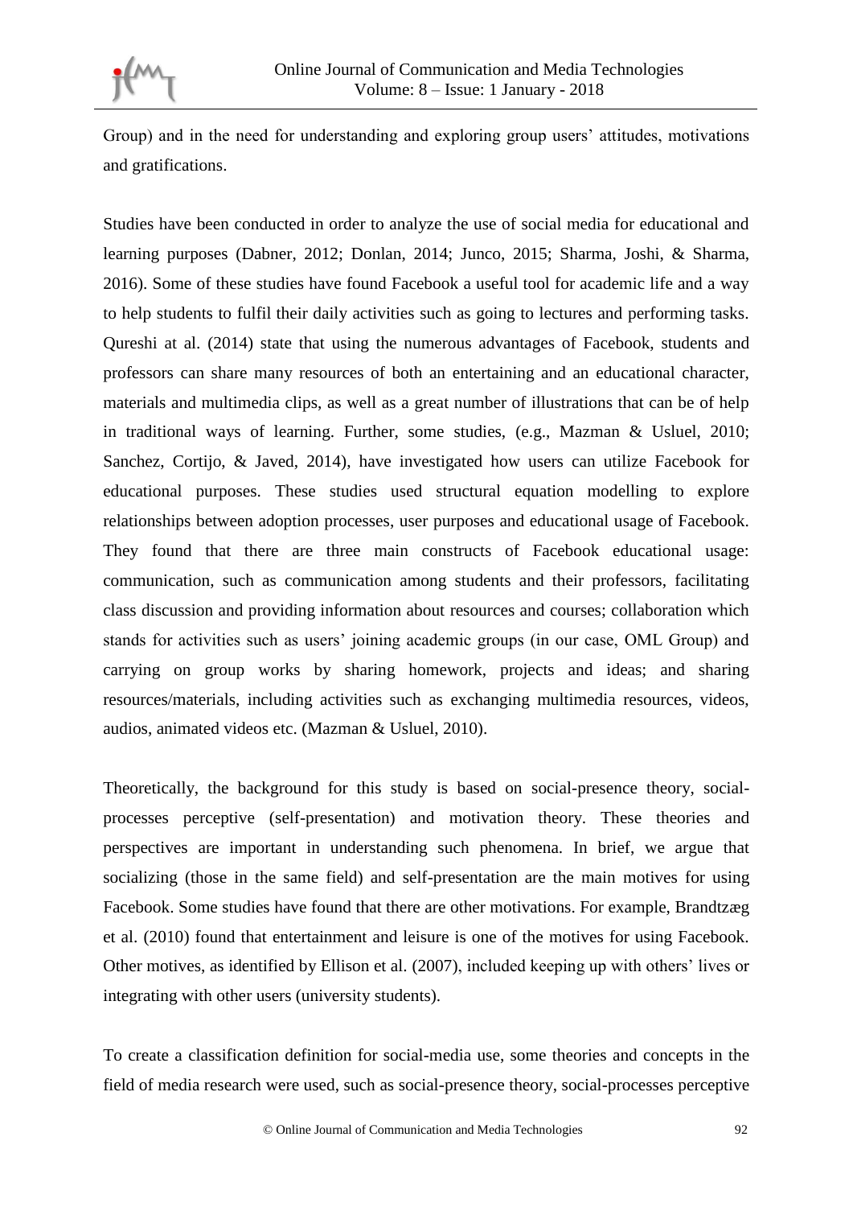Group) and in the need for understanding and exploring group users' attitudes, motivations and gratifications.

Studies have been conducted in order to analyze the use of social media for educational and learning purposes (Dabner, 2012; Donlan, 2014; Junco, 2015; Sharma, Joshi, & Sharma, 2016). Some of these studies have found Facebook a useful tool for academic life and a way to help students to fulfil their daily activities such as going to lectures and performing tasks. Qureshi at al. (2014) state that using the numerous advantages of Facebook, students and professors can share many resources of both an entertaining and an educational character, materials and multimedia clips, as well as a great number of illustrations that can be of help in traditional ways of learning. Further, some studies, (e.g., Mazman & Usluel, 2010; Sanchez, Cortijo, & Javed, 2014), have investigated how users can utilize Facebook for educational purposes. These studies used structural equation modelling to explore relationships between adoption processes, user purposes and educational usage of Facebook. They found that there are three main constructs of Facebook educational usage: communication, such as communication among students and their professors, facilitating class discussion and providing information about resources and courses; collaboration which stands for activities such as users' joining academic groups (in our case, OML Group) and carrying on group works by sharing homework, projects and ideas; and sharing resources/materials, including activities such as exchanging multimedia resources, videos, audios, animated videos etc. (Mazman & Usluel, 2010).

Theoretically, the background for this study is based on social-presence theory, social-processes perceptive (self-presentation) and motivation theory. These theories and perspectives are important in understanding such phenomena. In brief, we argue that socializing (those in the same field) and self-presentation are the main motives for using Facebook. Some studies have found that there are other motivations. For example, Brandtzæg et al. (2010) found that entertainment and leisure is one of the motives for using Facebook. Other motives, as identified by Ellison et al. (2007), included keeping up with others' lives or integrating with other users (university students).

To create a classification definition for social-media use, some theories and concepts in the field of media research were used, such as social-presence theory, social-processes perceptive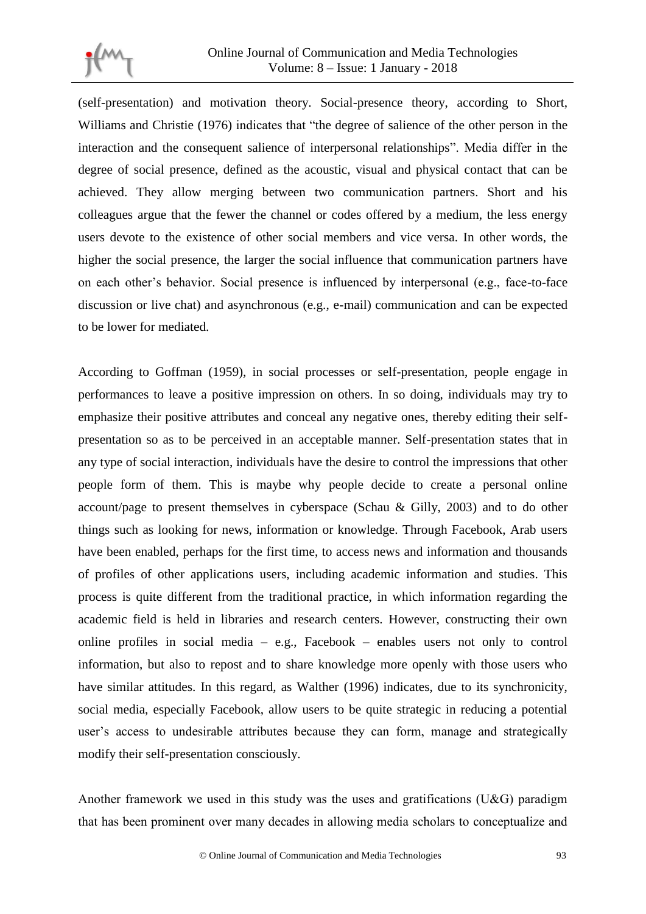(self-presentation) and motivation theory. Social-presence theory, according to Short, Williams and Christie (1976) indicates that "the degree of salience of the other person in the interaction and the consequent salience of interpersonal relationships". Media differ in the degree of social presence, defined as the acoustic, visual and physical contact that can be achieved. They allow merging between two communication partners. Short and his colleagues argue that the fewer the channel or codes offered by a medium, the less energy users devote to the existence of other social members and vice versa. In other words, the higher the social presence, the larger the social influence that communication partners have on each other's behavior. Social presence is influenced by interpersonal (e.g., face-to-face discussion or live chat) and asynchronous (e.g., e-mail) communication and can be expected to be lower for mediated.

According to Goffman (1959), in social processes or self-presentation, people engage in performances to leave a positive impression on others. In so doing, individuals may try to emphasize their positive attributes and conceal any negative ones, thereby editing their self-presentation so as to be perceived in an acceptable manner. Self-presentation states that in any type of social interaction, individuals have the desire to control the impressions that other people form of them. This is maybe why people decide to create a personal online account/page to present themselves in cyberspace (Schau & Gilly, 2003) and to do other things such as looking for news, information or knowledge. Through Facebook, Arab users have been enabled, perhaps for the first time, to access news and information and thousands of profiles of other applications users, including academic information and studies. This process is quite different from the traditional practice, in which information regarding the academic field is held in libraries and research centers. However, constructing their own online profiles in social media – e.g., Facebook – enables users not only to control information, but also to repost and to share knowledge more openly with those users who have similar attitudes. In this regard, as Walther (1996) indicates, due to its synchronicity, social media, especially Facebook, allow users to be quite strategic in reducing a potential user's access to undesirable attributes because they can form, manage and strategically modify their self-presentation consciously.

Another framework we used in this study was the uses and gratifications (U&G) paradigm that has been prominent over many decades in allowing media scholars to conceptualize and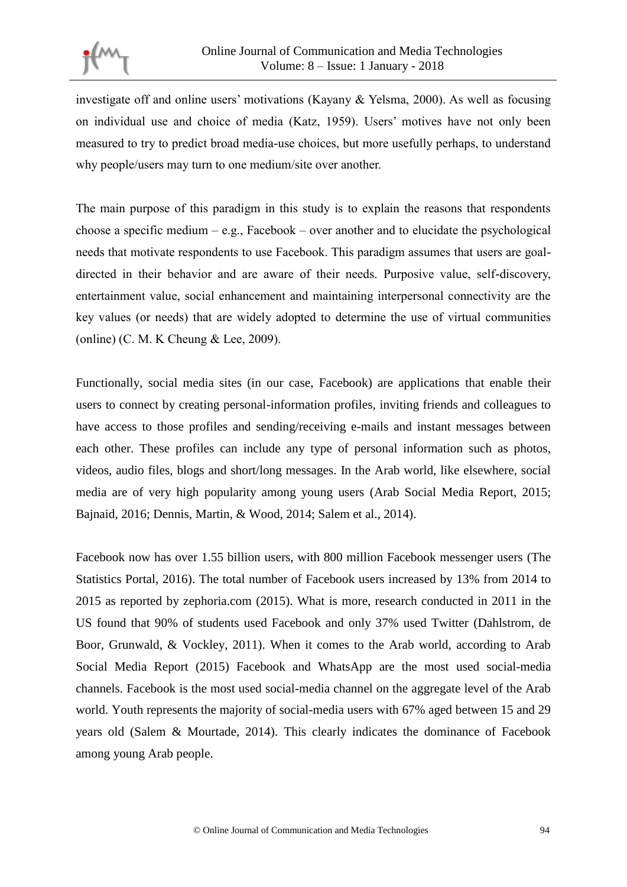investigate off and online users' motivations (Kayany & Yelsma, 2000). As well as focusing on individual use and choice of media (Katz, 1959). Users' motives have not only been measured to try to predict broad media-use choices, but more usefully perhaps, to understand why people/users may turn to one medium/site over another.

The main purpose of this paradigm in this study is to explain the reasons that respondents choose a specific medium – e.g., Facebook – over another and to elucidate the psychological needs that motivate respondents to use Facebook. This paradigm assumes that users are goal-directed in their behavior and are aware of their needs. Purposive value, self-discovery, entertainment value, social enhancement and maintaining interpersonal connectivity are the key values (or needs) that are widely adopted to determine the use of virtual communities (online) (C. M. K Cheung & Lee, 2009).

Functionally, social media sites (in our case, Facebook) are applications that enable their users to connect by creating personal-information profiles, inviting friends and colleagues to have access to those profiles and sending/receiving e-mails and instant messages between each other. These profiles can include any type of personal information such as photos, videos, audio files, blogs and short/long messages. In the Arab world, like elsewhere, social media are of very high popularity among young users (Arab Social Media Report, 2015; Bajnaid, 2016; Dennis, Martin, & Wood, 2014; Salem et al., 2014).

Facebook now has over 1.55 billion users, with 800 million Facebook messenger users (The Statistics Portal, 2016). The total number of Facebook users increased by 13% from 2014 to 2015 as reported by zephoria.com (2015). What is more, research conducted in 2011 in the US found that 90% of students used Facebook and only 37% used Twitter (Dahlstrom, de Boor, Grunwald, & Vockley, 2011). When it comes to the Arab world, according to Arab Social Media Report (2015) Facebook and WhatsApp are the most used social-media channels. Facebook is the most used social-media channel on the aggregate level of the Arab world. Youth represents the majority of social-media users with 67% aged between 15 and 29 years old (Salem & Mourtade, 2014). This clearly indicates the dominance of Facebook among young Arab people.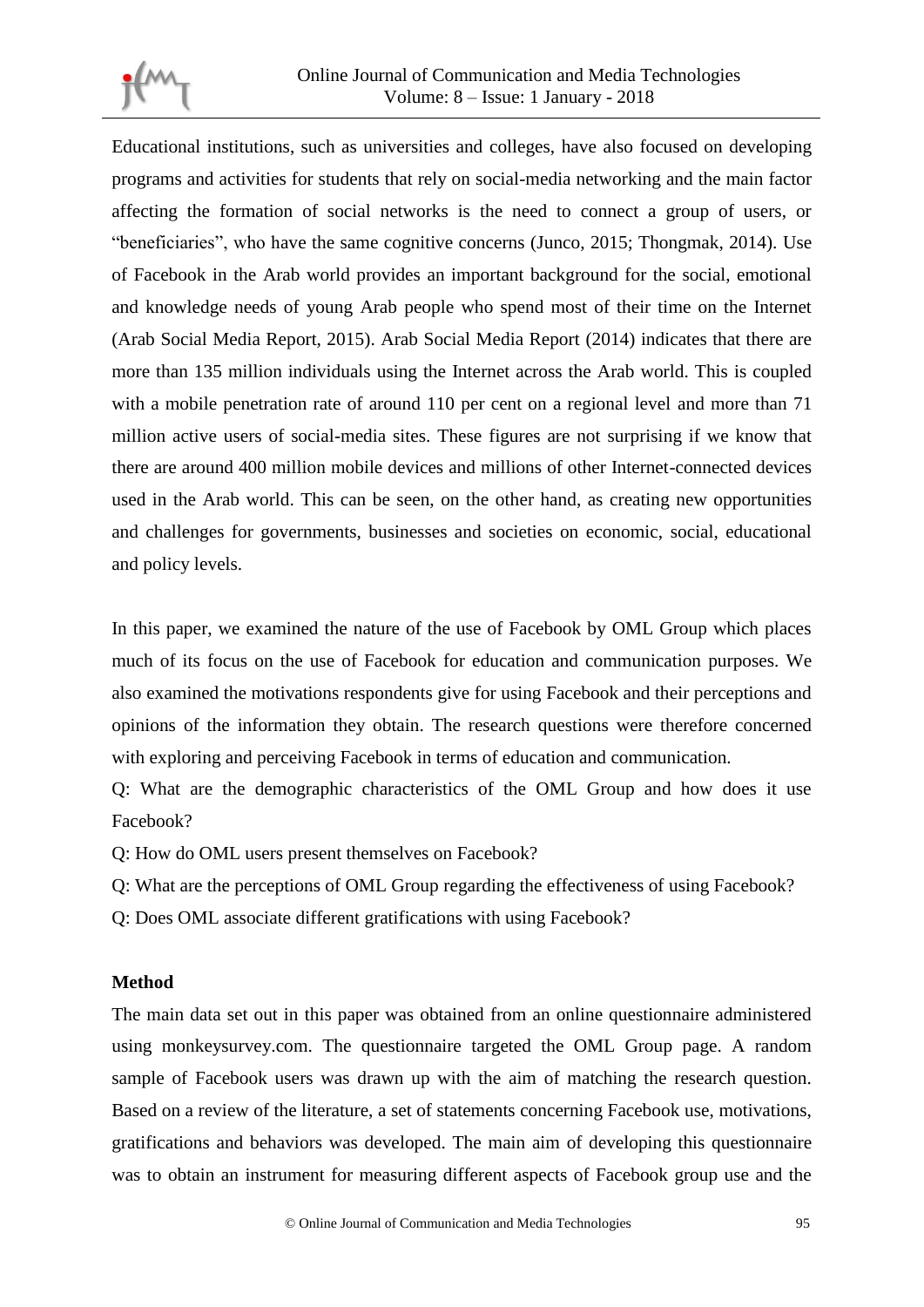Educational institutions, such as universities and colleges, have also focused on developing programs and activities for students that rely on social-media networking and the main factor affecting the formation of social networks is the need to connect a group of users, or "beneficiaries", who have the same cognitive concerns (Junco, 2015; Thongmak, 2014). Use of Facebook in the Arab world provides an important background for the social, emotional and knowledge needs of young Arab people who spend most of their time on the Internet (Arab Social Media Report, 2015). Arab Social Media Report (2014) indicates that there are more than 135 million individuals using the Internet across the Arab world. This is coupled with a mobile penetration rate of around 110 per cent on a regional level and more than 71 million active users of social-media sites. These figures are not surprising if we know that there are around 400 million mobile devices and millions of other Internet-connected devices used in the Arab world. This can be seen, on the other hand, as creating new opportunities and challenges for governments, businesses and societies on economic, social, educational and policy levels.

In this paper, we examined the nature of the use of Facebook by OML Group which places much of its focus on the use of Facebook for education and communication purposes. We also examined the motivations respondents give for using Facebook and their perceptions and opinions of the information they obtain. The research questions were therefore concerned with exploring and perceiving Facebook in terms of education and communication.

Q: What are the demographic characteristics of the OML Group and how does it use Facebook?

Q: How do OML users present themselves on Facebook?

Q: What are the perceptions of OML Group regarding the effectiveness of using Facebook?

Q: Does OML associate different gratifications with using Facebook?

**Method**

The main data set out in this paper was obtained from an online questionnaire administered using monkeysurvey.com. The questionnaire targeted the OML Group page. A random sample of Facebook users was drawn up with the aim of matching the research question. Based on a review of the literature, a set of statements concerning Facebook use, motivations, gratifications and behaviors was developed. The main aim of developing this questionnaire was to obtain an instrument for measuring different aspects of Facebook group use and the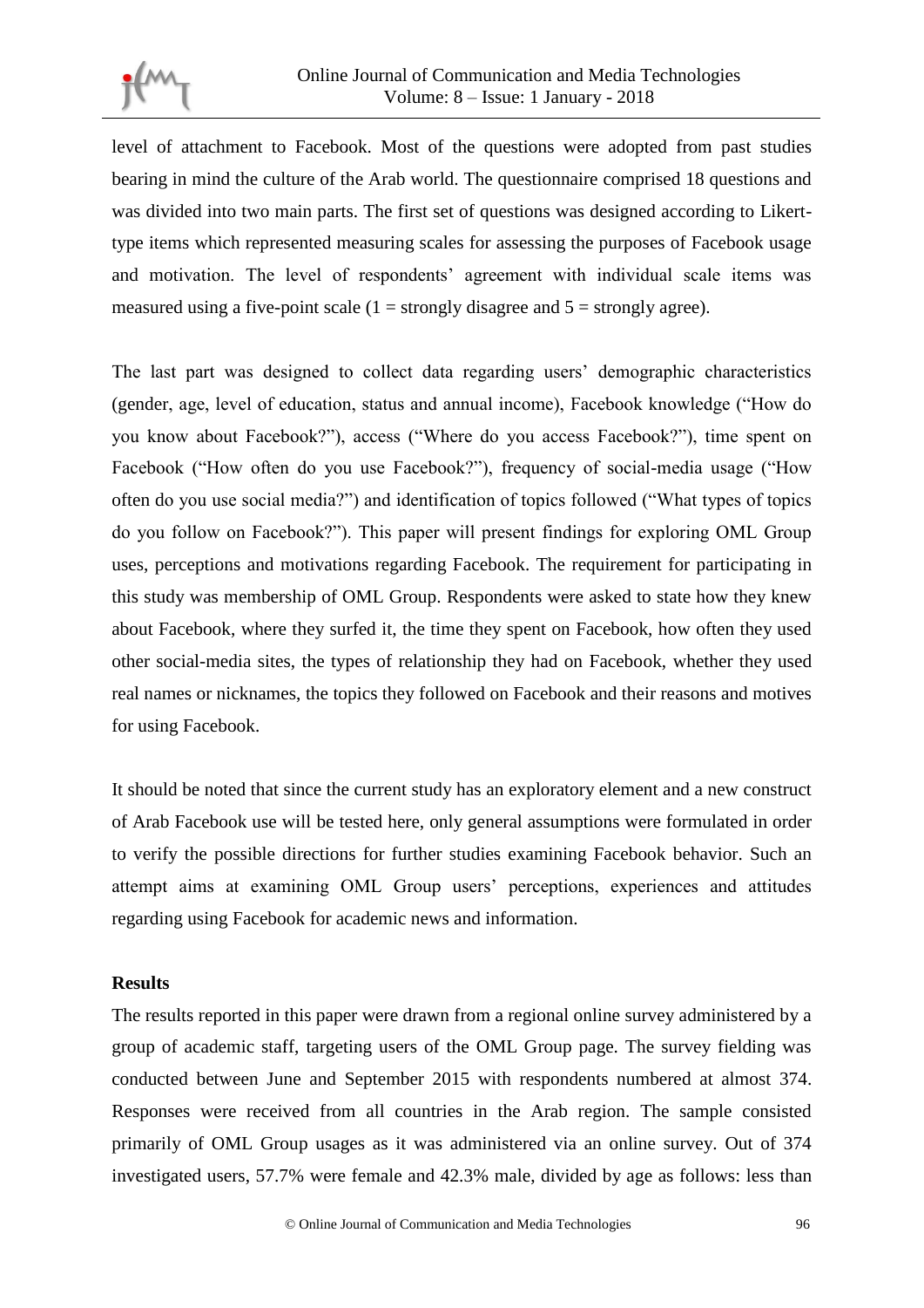level of attachment to Facebook. Most of the questions were adopted from past studies bearing in mind the culture of the Arab world. The questionnaire comprised 18 questions and was divided into two main parts. The first set of questions was designed according to Likert-type items which represented measuring scales for assessing the purposes of Facebook usage and motivation. The level of respondents' agreement with individual scale items was measured using a five-point scale (1 = strongly disagree and 5 = strongly agree).

The last part was designed to collect data regarding users' demographic characteristics (gender, age, level of education, status and annual income), Facebook knowledge ("How do you know about Facebook?"), access ("Where do you access Facebook?"), time spent on Facebook ("How often do you use Facebook?"), frequency of social-media usage ("How often do you use social media?") and identification of topics followed ("What types of topics do you follow on Facebook?"). This paper will present findings for exploring OML Group uses, perceptions and motivations regarding Facebook. The requirement for participating in this study was membership of OML Group. Respondents were asked to state how they knew about Facebook, where they surfed it, the time they spent on Facebook, how often they used other social-media sites, the types of relationship they had on Facebook, whether they used real names or nicknames, the topics they followed on Facebook and their reasons and motives for using Facebook.

It should be noted that since the current study has an exploratory element and a new construct of Arab Facebook use will be tested here, only general assumptions were formulated in order to verify the possible directions for further studies examining Facebook behavior. Such an attempt aims at examining OML Group users' perceptions, experiences and attitudes regarding using Facebook for academic news and information.

**Results**

The results reported in this paper were drawn from a regional online survey administered by a group of academic staff, targeting users of the OML Group page. The survey fielding was conducted between June and September 2015 with respondents numbered at almost 374. Responses were received from all countries in the Arab region. The sample consisted primarily of OML Group usages as it was administered via an online survey. Out of 374 investigated users, 57.7% were female and 42.3% male, divided by age as follows: less than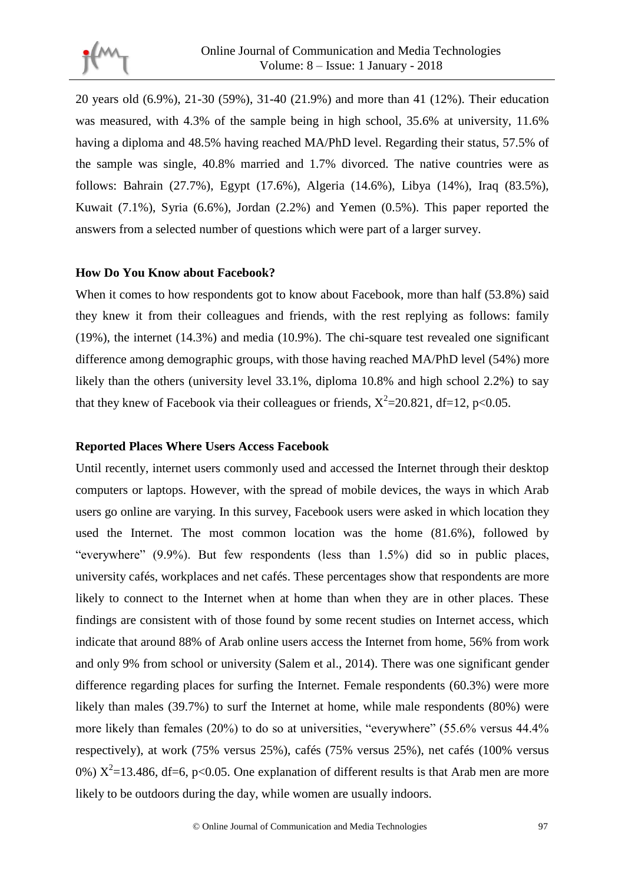20 years old (6.9%), 21-30 (59%), 31-40 (21.9%) and more than 41 (12%). Their education was measured, with 4.3% of the sample being in high school, 35.6% at university, 11.6% having a diploma and 48.5% having reached MA/PhD level. Regarding their status, 57.5% of the sample was single, 40.8% married and 1.7% divorced. The native countries were as follows: Bahrain (27.7%), Egypt (17.6%), Algeria (14.6%), Libya (14%), Iraq (83.5%), Kuwait (7.1%), Syria (6.6%), Jordan (2.2%) and Yemen (0.5%). This paper reported the answers from a selected number of questions which were part of a larger survey.

### How Do You Know about Facebook?

When it comes to how respondents got to know about Facebook, more than half (53.8%) said they knew it from their colleagues and friends, with the rest replying as follows: family (19%), the internet (14.3%) and media (10.9%). The chi-square test revealed one significant difference among demographic groups, with those having reached MA/PhD level (54%) more likely than the others (university level 33.1%, diploma 10.8% and high school 2.2%) to say that they knew of Facebook via their colleagues or friends, $X^2$=20.821, df=12, $p<0.05$.

### Reported Places Where Users Access Facebook

Until recently, internet users commonly used and accessed the Internet through their desktop computers or laptops. However, with the spread of mobile devices, the ways in which Arab users go online are varying. In this survey, Facebook users were asked in which location they used the Internet. The most common location was the home (81.6%), followed by "everywhere" (9.9%). But few respondents (less than 1.5%) did so in public places, university cafés, workplaces and net cafés. These percentages show that respondents are more likely to connect to the Internet when at home than when they are in other places. These findings are consistent with of those found by some recent studies on Internet access, which indicate that around 88% of Arab online users access the Internet from home, 56% from work and only 9% from school or university (Salem et al., 2014). There was one significant gender difference regarding places for surfing the Internet. Female respondents (60.3%) were more likely than males (39.7%) to surf the Internet at home, while male respondents (80%) were more likely than females (20%) to do so at universities, "everywhere" (55.6% versus 44.4% respectively), at work (75% versus 25%), cafés (75% versus 25%), net cafés (100% versus 0%) $X^2$=13.486, df=6, $p<0.05$. One explanation of different results is that Arab men are more likely to be outdoors during the day, while women are usually indoors.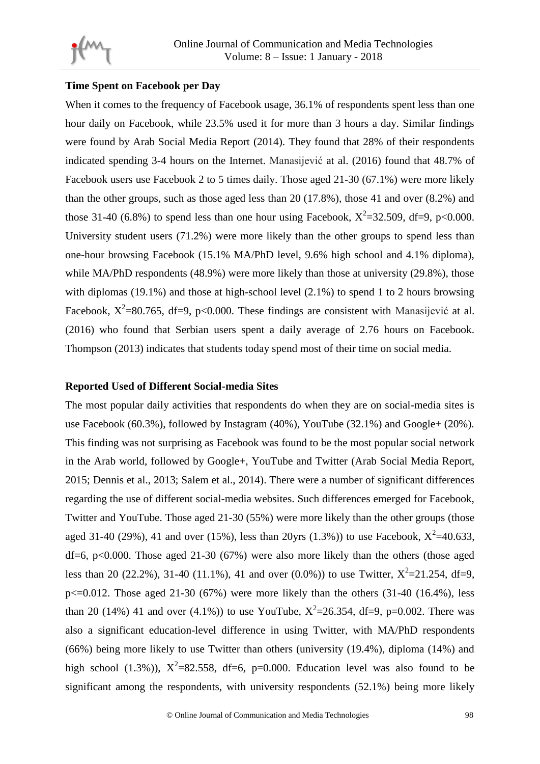### Time Spent on Facebook per Day

When it comes to the frequency of Facebook usage, 36.1% of respondents spent less than one hour daily on Facebook, while 23.5% used it for more than 3 hours a day. Similar findings were found by Arab Social Media Report (2014). They found that 28% of their respondents indicated spending 3-4 hours on the Internet. Manasijević at al. (2016) found that 48.7% of Facebook users use Facebook 2 to 5 times daily. Those aged 21-30 (67.1%) were more likely than the other groups, such as those aged less than 20 (17.8%), those 41 and over (8.2%) and those 31-40 (6.8%) to spend less than one hour using Facebook, $X^2=32.509$, df=9, $p<0.000$. University student users (71.2%) were more likely than the other groups to spend less than one-hour browsing Facebook (15.1% MA/PhD level, 9.6% high school and 4.1% diploma), while MA/PhD respondents (48.9%) were more likely than those at university (29.8%), those with diplomas (19.1%) and those at high-school level (2.1%) to spend 1 to 2 hours browsing Facebook, $X^2=80.765$, df=9, $p<0.000$. These findings are consistent with Manasijević at al. (2016) who found that Serbian users spent a daily average of 2.76 hours on Facebook. Thompson (2013) indicates that students today spend most of their time on social media.

### Reported Used of Different Social-media Sites

The most popular daily activities that respondents do when they are on social-media sites is use Facebook (60.3%), followed by Instagram (40%), YouTube (32.1%) and Google+ (20%). This finding was not surprising as Facebook was found to be the most popular social network in the Arab world, followed by Google+, YouTube and Twitter (Arab Social Media Report, 2015; Dennis et al., 2013; Salem et al., 2014). There were a number of significant differences regarding the use of different social-media websites. Such differences emerged for Facebook, Twitter and YouTube. Those aged 21-30 (55%) were more likely than the other groups (those aged 31-40 (29%), 41 and over (15%), less than 20yrs (1.3%)) to use Facebook, $X^2=40.633$, df=6, $p<0.000$. Those aged 21-30 (67%) were also more likely than the others (those aged less than 20 (22.2%), 31-40 (11.1%), 41 and over (0.0%)) to use Twitter, $X^2=21.254$, df=9, $p<=0.012$. Those aged 21-30 (67%) were more likely than the others (31-40 (16.4%), less than 20 (14%) 41 and over (4.1%)) to use YouTube, $X^2=26.354$, df=9, p=0.002. There was also a significant education-level difference in using Twitter, with MA/PhD respondents (66%) being more likely to use Twitter than others (university (19.4%), diploma (14%) and high school (1.3%)), $X^2=82.558$, df=6, p=0.000. Education level was also found to be significant among the respondents, with university respondents (52.1%) being more likely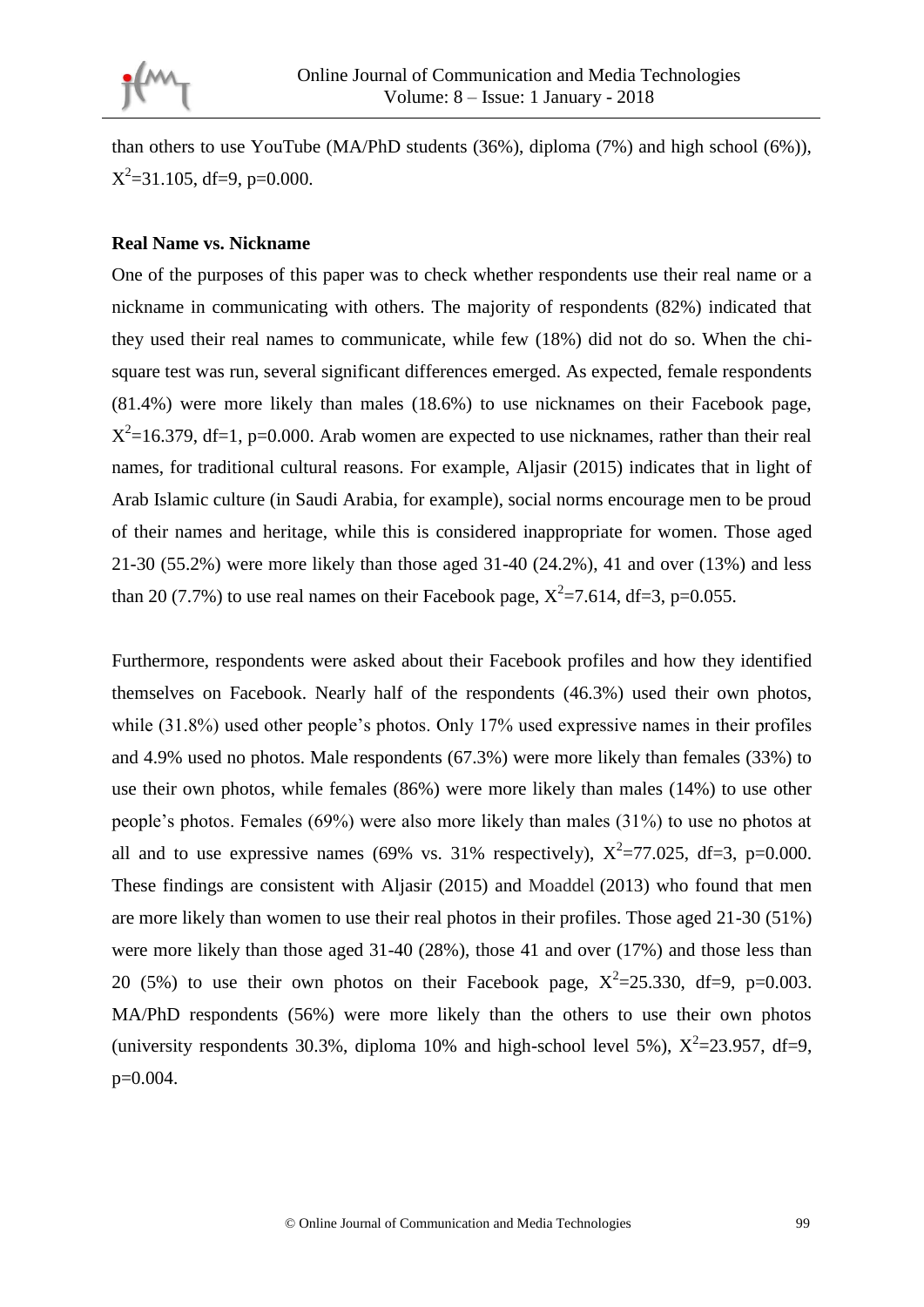than others to use YouTube (MA/PhD students (36%), diploma (7%) and high school (6%)), $X^2$=31.105, df=9, p=0.000.

**Real Name vs. Nickname**

One of the purposes of this paper was to check whether respondents use their real name or a nickname in communicating with others. The majority of respondents (82%) indicated that they used their real names to communicate, while few (18%) did not do so. When the chi-square test was run, several significant differences emerged. As expected, female respondents (81.4%) were more likely than males (18.6%) to use nicknames on their Facebook page, $X^2$=16.379, df=1, p=0.000. Arab women are expected to use nicknames, rather than their real names, for traditional cultural reasons. For example, Aljasir (2015) indicates that in light of Arab Islamic culture (in Saudi Arabia, for example), social norms encourage men to be proud of their names and heritage, while this is considered inappropriate for women. Those aged 21-30 (55.2%) were more likely than those aged 31-40 (24.2%), 41 and over (13%) and less than 20 (7.7%) to use real names on their Facebook page, $X^2$=7.614, df=3, p=0.055.

Furthermore, respondents were asked about their Facebook profiles and how they identified themselves on Facebook. Nearly half of the respondents (46.3%) used their own photos, while (31.8%) used other people's photos. Only 17% used expressive names in their profiles and 4.9% used no photos. Male respondents (67.3%) were more likely than females (33%) to use their own photos, while females (86%) were more likely than males (14%) to use other people's photos. Females (69%) were also more likely than males (31%) to use no photos at all and to use expressive names (69% vs. 31% respectively), $X^2$=77.025, df=3, p=0.000. These findings are consistent with Aljasir (2015) and Moaddel (2013) who found that men are more likely than women to use their real photos in their profiles. Those aged 21-30 (51%) were more likely than those aged 31-40 (28%), those 41 and over (17%) and those less than 20 (5%) to use their own photos on their Facebook page, $X^2$=25.330, df=9, p=0.003. MA/PhD respondents (56%) were more likely than the others to use their own photos (university respondents 30.3%, diploma 10% and high-school level 5%), $X^2$=23.957, df=9, p=0.004.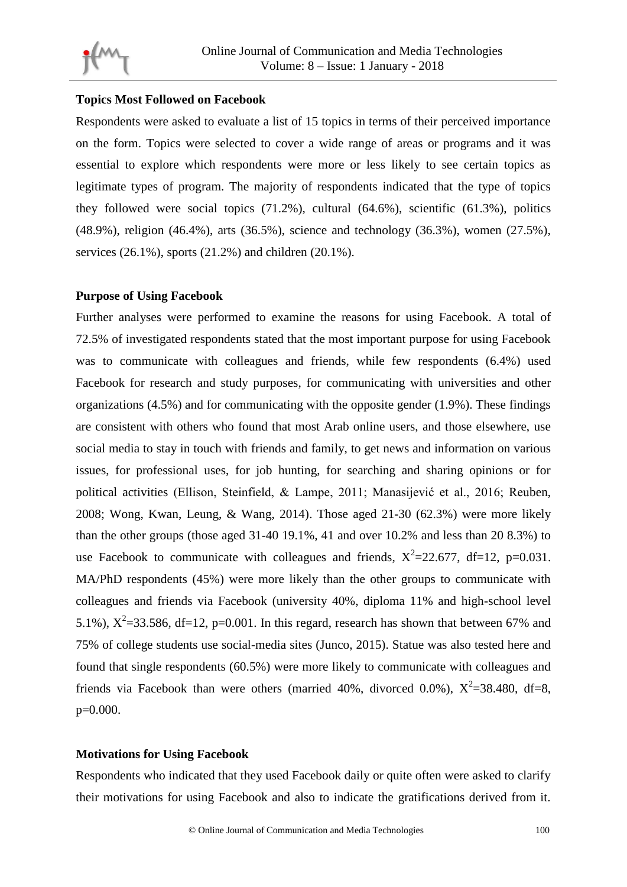### Topics Most Followed on Facebook

Respondents were asked to evaluate a list of 15 topics in terms of their perceived importance on the form. Topics were selected to cover a wide range of areas or programs and it was essential to explore which respondents were more or less likely to see certain topics as legitimate types of program. The majority of respondents indicated that the type of topics they followed were social topics (71.2%), cultural (64.6%), scientific (61.3%), politics (48.9%), religion (46.4%), arts (36.5%), science and technology (36.3%), women (27.5%), services (26.1%), sports (21.2%) and children (20.1%).

### Purpose of Using Facebook

Further analyses were performed to examine the reasons for using Facebook. A total of 72.5% of investigated respondents stated that the most important purpose for using Facebook was to communicate with colleagues and friends, while few respondents (6.4%) used Facebook for research and study purposes, for communicating with universities and other organizations (4.5%) and for communicating with the opposite gender (1.9%). These findings are consistent with others who found that most Arab online users, and those elsewhere, use social media to stay in touch with friends and family, to get news and information on various issues, for professional uses, for job hunting, for searching and sharing opinions or for political activities (Ellison, Steinfield, & Lampe, 2011; Manasijević et al., 2016; Reuben, 2008; Wong, Kwan, Leung, & Wang, 2014). Those aged 21-30 (62.3%) were more likely than the other groups (those aged 31-40 19.1%, 41 and over 10.2% and less than 20 8.3%) to use Facebook to communicate with colleagues and friends, $X^2=22.677$, df=12, p=0.031. MA/PhD respondents (45%) were more likely than the other groups to communicate with colleagues and friends via Facebook (university 40%, diploma 11% and high-school level 5.1%), $X^2=33.586$, df=12, p=0.001. In this regard, research has shown that between 67% and 75% of college students use social-media sites (Junco, 2015). Statue was also tested here and found that single respondents (60.5%) were more likely to communicate with colleagues and friends via Facebook than were others (married 40%, divorced 0.0%), $X^2=38.480$, df=8, p=0.000.

### Motivations for Using Facebook

Respondents who indicated that they used Facebook daily or quite often were asked to clarify their motivations for using Facebook and also to indicate the gratifications derived from it.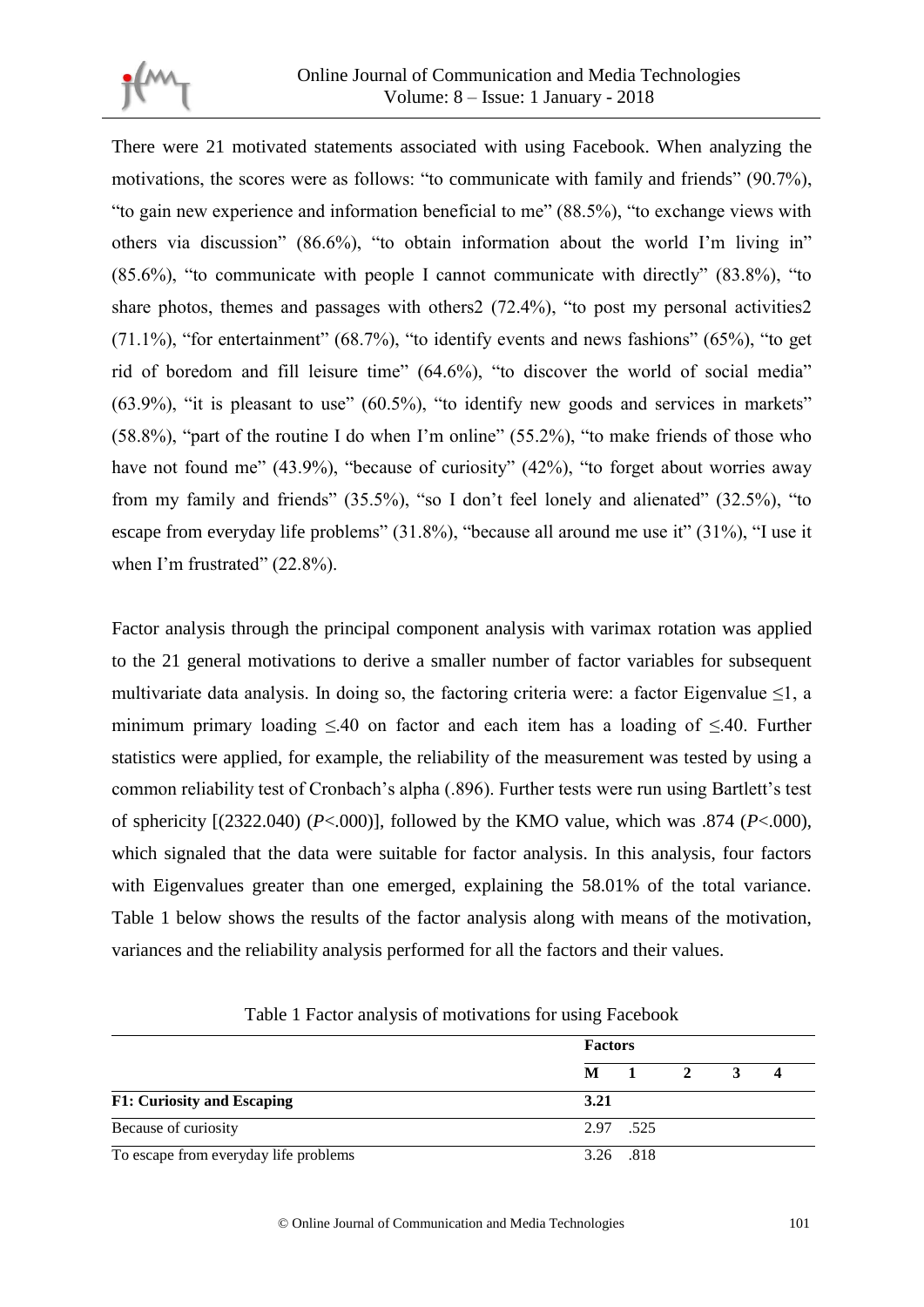There were 21 motivated statements associated with using Facebook. When analyzing the motivations, the scores were as follows: “to communicate with family and friends” (90.7%), “to gain new experience and information beneficial to me” (88.5%), “to exchange views with others via discussion” (86.6%), “to obtain information about the world I’m living in” (85.6%), “to communicate with people I cannot communicate with directly” (83.8%), “to share photos, themes and passages with others2 (72.4%), “to post my personal activities2 (71.1%), “for entertainment” (68.7%), “to identify events and news fashions” (65%), “to get rid of boredom and fill leisure time” (64.6%), “to discover the world of social media” (63.9%), “it is pleasant to use” (60.5%), “to identify new goods and services in markets” (58.8%), “part of the routine I do when I’m online” (55.2%), “to make friends of those who have not found me” (43.9%), “because of curiosity” (42%), “to forget about worries away from my family and friends” (35.5%), “so I don’t feel lonely and alienated” (32.5%), “to escape from everyday life problems” (31.8%), “because all around me use it” (31%), “I use it when I’m frustrated” (22.8%).

Factor analysis through the principal component analysis with varimax rotation was applied to the 21 general motivations to derive a smaller number of factor variables for subsequent multivariate data analysis. In doing so, the factoring criteria were: a factor Eigenvalue ≤1, a minimum primary loading ≤.40 on factor and each item has a loading of ≤.40. Further statistics were applied, for example, the reliability of the measurement was tested by using a common reliability test of Cronbach’s alpha (.896). Further tests were run using Bartlett’s test of sphericity [(2322.040) (*P*<.000)], followed by the KMO value, which was .874 (*P*<.000), which signaled that the data were suitable for factor analysis. In this analysis, four factors with Eigenvalues greater than one emerged, explaining the 58.01% of the total variance. Table 1 below shows the results of the factor analysis along with means of the motivation, variances and the reliability analysis performed for all the factors and their values.

Table 1 Factor analysis of motivations for using Facebook

| | **Factors** | | | | |
|---|---|---|---|---|---|
| | **M** | **1** | **2** | **3** | **4** |
| **F1: Curiosity and Escaping** | **3.21** | | | | |
| Because of curiosity | 2.97 | .525 | | | |
| To escape from everyday life problems | 3.26 | .818 | | | |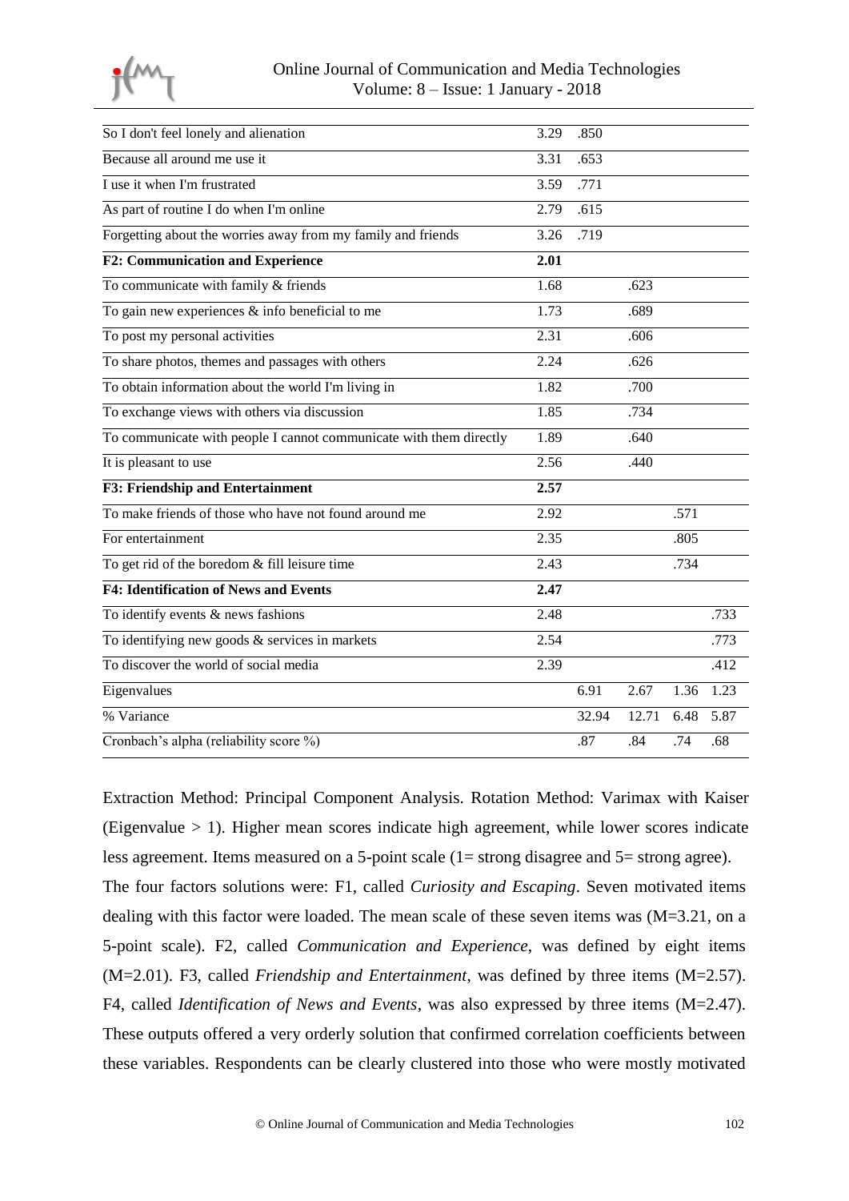| | | | | | |
|---|---|---|---|---|---|
| So I don't feel lonely and alienation | 3.29 | .850 | | | |
| Because all around me use it | 3.31 | .653 | | | |
| I use it when I'm frustrated | 3.59 | .771 | | | |
| As part of routine I do when I'm online | 2.79 | .615 | | | |
| Forgetting about the worries away from my family and friends | 3.26 | .719 | | | |
| **F2: Communication and Experience** | **2.01** | | | | |
| To communicate with family & friends | 1.68 | | .623 | | |
| To gain new experiences & info beneficial to me | 1.73 | | .689 | | |
| To post my personal activities | 2.31 | | .606 | | |
| To share photos, themes and passages with others | 2.24 | | .626 | | |
| To obtain information about the world I'm living in | 1.82 | | .700 | | |
| To exchange views with others via discussion | 1.85 | | .734 | | |
| To communicate with people I cannot communicate with them directly | 1.89 | | .640 | | |
| It is pleasant to use | 2.56 | | .440 | | |
| **F3: Friendship and Entertainment** | **2.57** | | | | |
| To make friends of those who have not found around me | 2.92 | | | .571 | |
| For entertainment | 2.35 | | | .805 | |
| To get rid of the boredom & fill leisure time | 2.43 | | | .734 | |
| **F4: Identification of News and Events** | **2.47** | | | | |
| To identify events & news fashions | 2.48 | | | | .733 |
| To identifying new goods & services in markets | 2.54 | | | | .773 |
| To discover the world of social media | 2.39 | | | | .412 |
| Eigenvalues | | 6.91 | 2.67 | 1.36 | 1.23 |
| % Variance | | 32.94 | 12.71 | 6.48 | 5.87 |
| Cronbach's alpha (reliability score %) | | .87 | .84 | .74 | .68 |

Extraction Method: Principal Component Analysis. Rotation Method: Varimax with Kaiser (Eigenvalue > 1). Higher mean scores indicate high agreement, while lower scores indicate less agreement. Items measured on a 5-point scale (1= strong disagree and 5= strong agree).

The four factors solutions were: F1, called *Curiosity and Escaping*. Seven motivated items dealing with this factor were loaded. The mean scale of these seven items was (M=3.21, on a 5-point scale). F2, called *Communication and Experience*, was defined by eight items (M=2.01). F3, called *Friendship and Entertainment*, was defined by three items (M=2.57). F4, called *Identification of News and Events*, was also expressed by three items (M=2.47). These outputs offered a very orderly solution that confirmed correlation coefficients between these variables. Respondents can be clearly clustered into those who were mostly motivated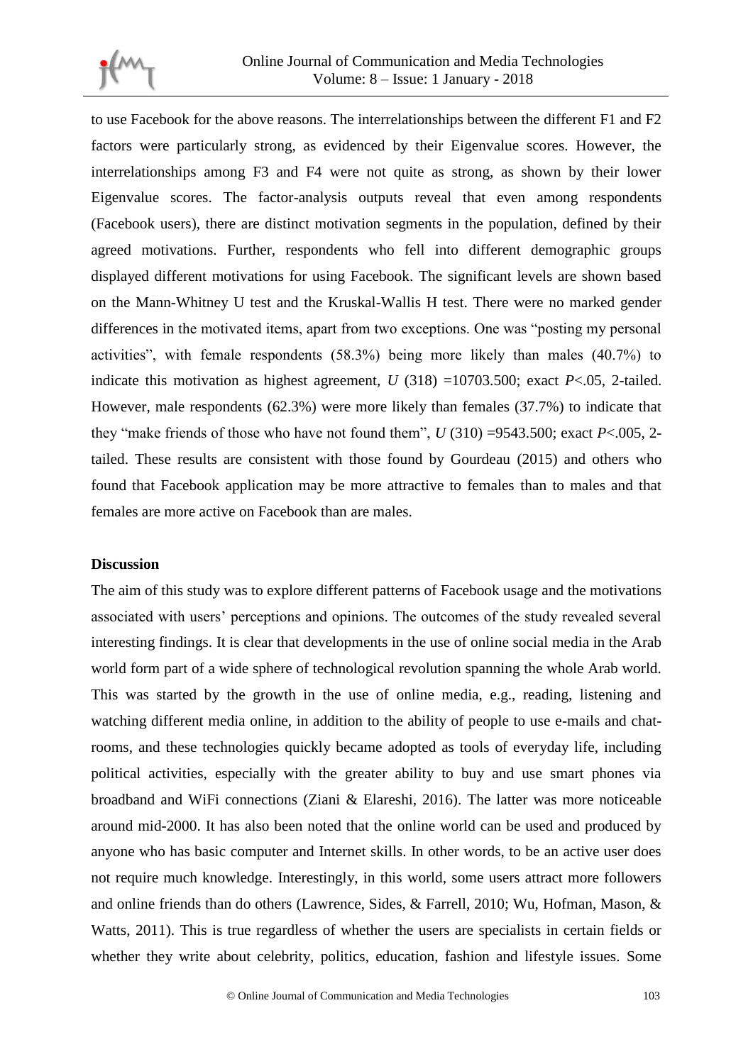to use Facebook for the above reasons. The interrelationships between the different F1 and F2 factors were particularly strong, as evidenced by their Eigenvalue scores. However, the interrelationships among F3 and F4 were not quite as strong, as shown by their lower Eigenvalue scores. The factor-analysis outputs reveal that even among respondents (Facebook users), there are distinct motivation segments in the population, defined by their agreed motivations. Further, respondents who fell into different demographic groups displayed different motivations for using Facebook. The significant levels are shown based on the Mann-Whitney U test and the Kruskal-Wallis H test. There were no marked gender differences in the motivated items, apart from two exceptions. One was "posting my personal activities", with female respondents (58.3%) being more likely than males (40.7%) to indicate this motivation as highest agreement, $U$ (318) =10703.500; exact $P$<.05, 2-tailed. However, male respondents (62.3%) were more likely than females (37.7%) to indicate that they "make friends of those who have not found them", $U$ (310) =9543.500; exact $P$<.005, 2-tailed. These results are consistent with those found by Gourdeau (2015) and others who found that Facebook application may be more attractive to females than to males and that females are more active on Facebook than are males.

**Discussion**

The aim of this study was to explore different patterns of Facebook usage and the motivations associated with users' perceptions and opinions. The outcomes of the study revealed several interesting findings. It is clear that developments in the use of online social media in the Arab world form part of a wide sphere of technological revolution spanning the whole Arab world. This was started by the growth in the use of online media, e.g., reading, listening and watching different media online, in addition to the ability of people to use e-mails and chat-rooms, and these technologies quickly became adopted as tools of everyday life, including political activities, especially with the greater ability to buy and use smart phones via broadband and WiFi connections (Ziani & Elareshi, 2016). The latter was more noticeable around mid-2000. It has also been noted that the online world can be used and produced by anyone who has basic computer and Internet skills. In other words, to be an active user does not require much knowledge. Interestingly, in this world, some users attract more followers and online friends than do others (Lawrence, Sides, & Farrell, 2010; Wu, Hofman, Mason, & Watts, 2011). This is true regardless of whether the users are specialists in certain fields or whether they write about celebrity, politics, education, fashion and lifestyle issues. Some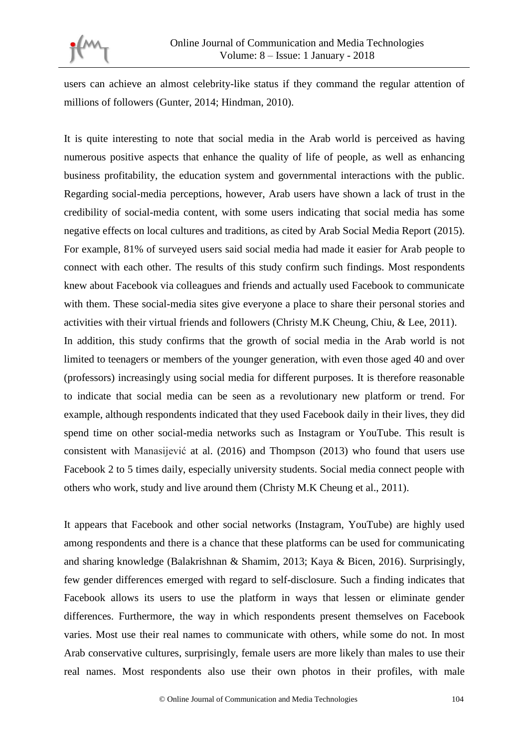users can achieve an almost celebrity-like status if they command the regular attention of millions of followers (Gunter, 2014; Hindman, 2010).

It is quite interesting to note that social media in the Arab world is perceived as having numerous positive aspects that enhance the quality of life of people, as well as enhancing business profitability, the education system and governmental interactions with the public. Regarding social-media perceptions, however, Arab users have shown a lack of trust in the credibility of social-media content, with some users indicating that social media has some negative effects on local cultures and traditions, as cited by Arab Social Media Report (2015). For example, 81% of surveyed users said social media had made it easier for Arab people to connect with each other. The results of this study confirm such findings. Most respondents knew about Facebook via colleagues and friends and actually used Facebook to communicate with them. These social-media sites give everyone a place to share their personal stories and activities with their virtual friends and followers (Christy M.K Cheung, Chiu, & Lee, 2011).
In addition, this study confirms that the growth of social media in the Arab world is not limited to teenagers or members of the younger generation, with even those aged 40 and over (professors) increasingly using social media for different purposes. It is therefore reasonable to indicate that social media can be seen as a revolutionary new platform or trend. For example, although respondents indicated that they used Facebook daily in their lives, they did spend time on other social-media networks such as Instagram or YouTube. This result is consistent with Manasijević at al. (2016) and Thompson (2013) who found that users use Facebook 2 to 5 times daily, especially university students. Social media connect people with others who work, study and live around them (Christy M.K Cheung et al., 2011).

It appears that Facebook and other social networks (Instagram, YouTube) are highly used among respondents and there is a chance that these platforms can be used for communicating and sharing knowledge (Balakrishnan & Shamim, 2013; Kaya & Bicen, 2016). Surprisingly, few gender differences emerged with regard to self-disclosure. Such a finding indicates that Facebook allows its users to use the platform in ways that lessen or eliminate gender differences. Furthermore, the way in which respondents present themselves on Facebook varies. Most use their real names to communicate with others, while some do not. In most Arab conservative cultures, surprisingly, female users are more likely than males to use their real names. Most respondents also use their own photos in their profiles, with male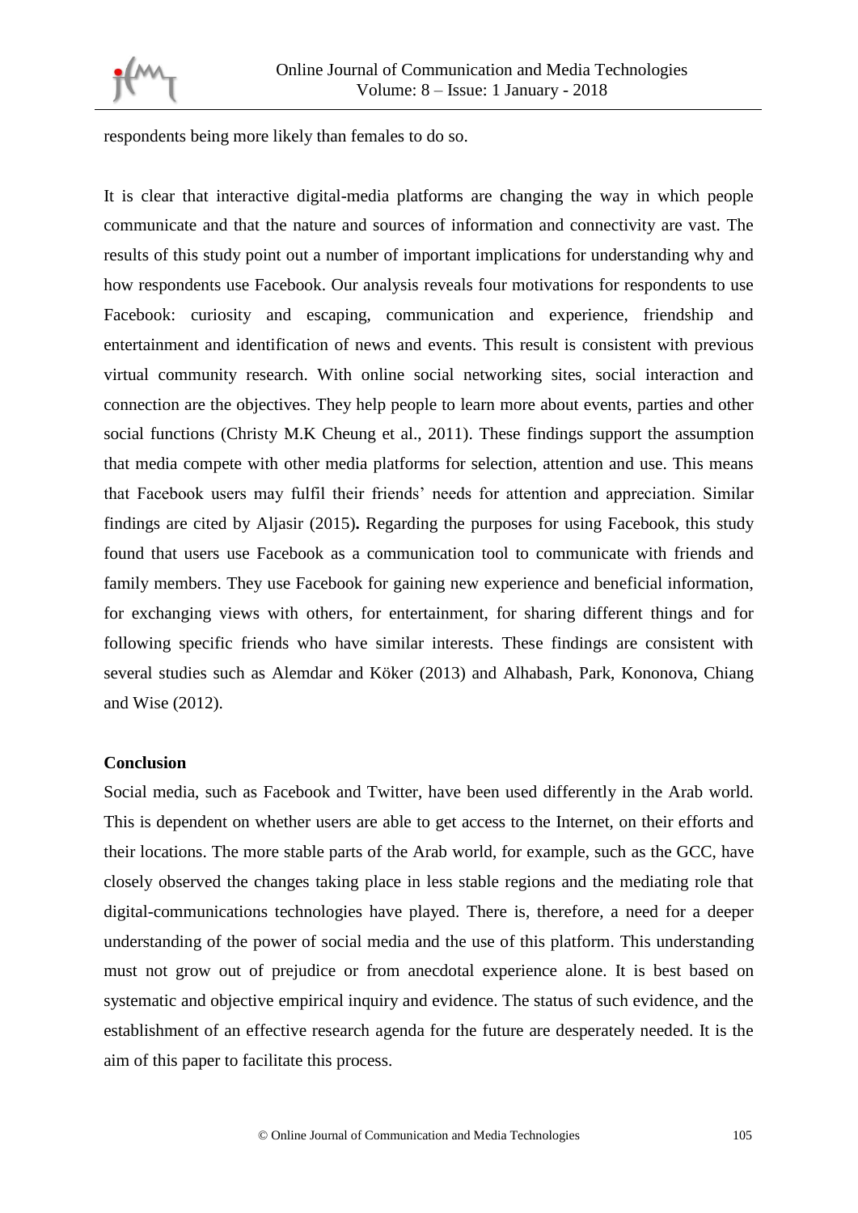respondents being more likely than females to do so.

It is clear that interactive digital-media platforms are changing the way in which people communicate and that the nature and sources of information and connectivity are vast. The results of this study point out a number of important implications for understanding why and how respondents use Facebook. Our analysis reveals four motivations for respondents to use Facebook: curiosity and escaping, communication and experience, friendship and entertainment and identification of news and events. This result is consistent with previous virtual community research. With online social networking sites, social interaction and connection are the objectives. They help people to learn more about events, parties and other social functions (Christy M.K Cheung et al., 2011). These findings support the assumption that media compete with other media platforms for selection, attention and use. This means that Facebook users may fulfil their friends' needs for attention and appreciation. Similar findings are cited by Aljasir (2015)**.** Regarding the purposes for using Facebook, this study found that users use Facebook as a communication tool to communicate with friends and family members. They use Facebook for gaining new experience and beneficial information, for exchanging views with others, for entertainment, for sharing different things and for following specific friends who have similar interests. These findings are consistent with several studies such as Alemdar and Köker (2013) and Alhabash, Park, Kononova, Chiang and Wise (2012).

## Conclusion

Social media, such as Facebook and Twitter, have been used differently in the Arab world. This is dependent on whether users are able to get access to the Internet, on their efforts and their locations. The more stable parts of the Arab world, for example, such as the GCC, have closely observed the changes taking place in less stable regions and the mediating role that digital-communications technologies have played. There is, therefore, a need for a deeper understanding of the power of social media and the use of this platform. This understanding must not grow out of prejudice or from anecdotal experience alone. It is best based on systematic and objective empirical inquiry and evidence. The status of such evidence, and the establishment of an effective research agenda for the future are desperately needed. It is the aim of this paper to facilitate this process.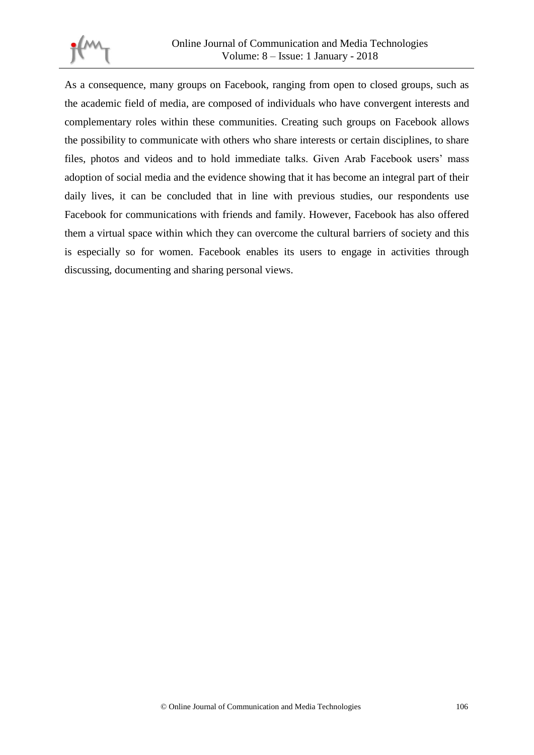As a consequence, many groups on Facebook, ranging from open to closed groups, such as the academic field of media, are composed of individuals who have convergent interests and complementary roles within these communities. Creating such groups on Facebook allows the possibility to communicate with others who share interests or certain disciplines, to share files, photos and videos and to hold immediate talks. Given Arab Facebook users' mass adoption of social media and the evidence showing that it has become an integral part of their daily lives, it can be concluded that in line with previous studies, our respondents use Facebook for communications with friends and family. However, Facebook has also offered them a virtual space within which they can overcome the cultural barriers of society and this is especially so for women. Facebook enables its users to engage in activities through discussing, documenting and sharing personal views.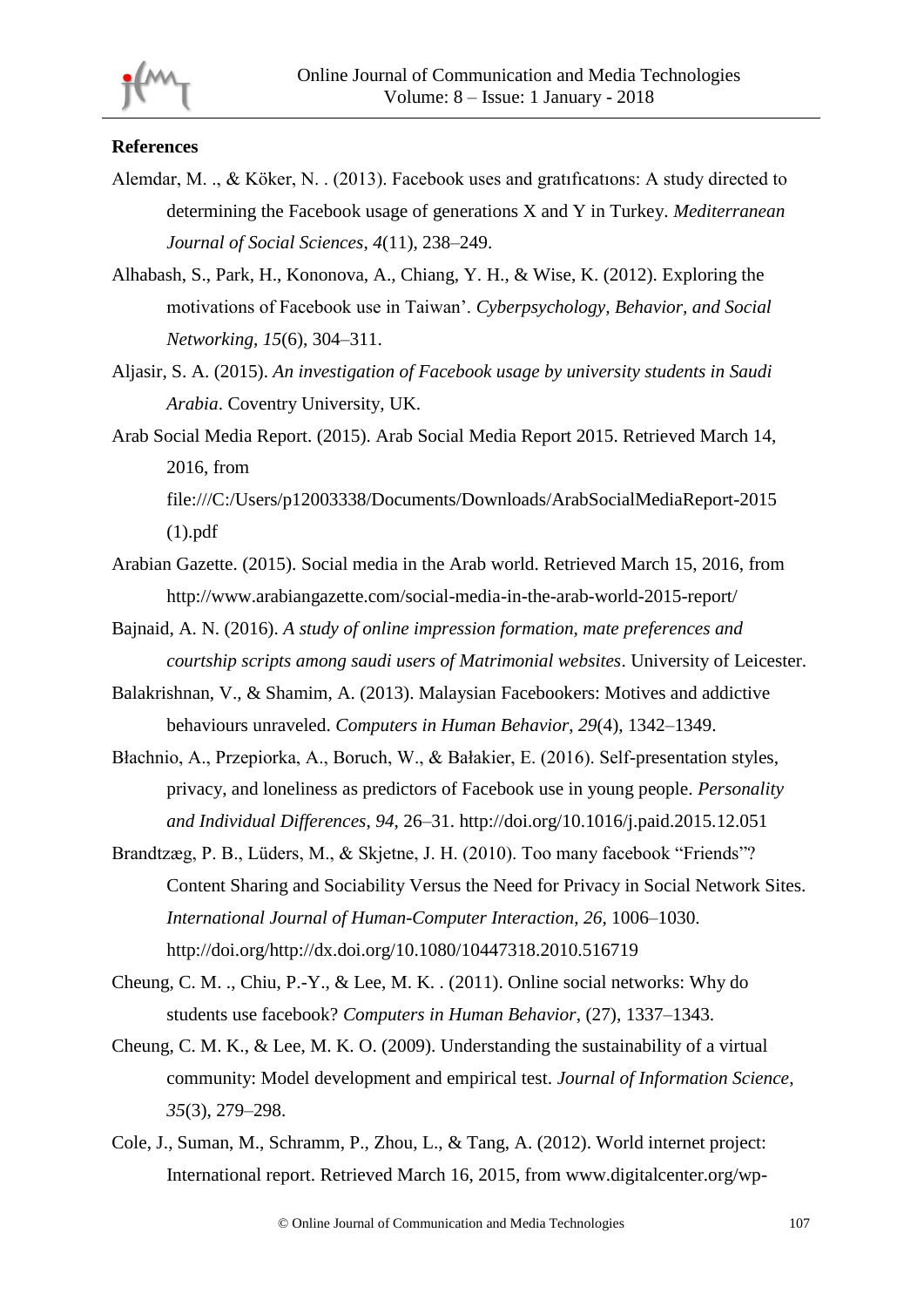**References**

Alemdar, M. ., & Köker, N. . (2013). Facebook uses and gratıfıcatıons: A study directed to determining the Facebook usage of generations X and Y in Turkey. *Mediterranean Journal of Social Sciences*, *4*(11), 238–249.

Alhabash, S., Park, H., Kononova, A., Chiang, Y. H., & Wise, K. (2012). Exploring the motivations of Facebook use in Taiwan'. *Cyberpsychology, Behavior, and Social Networking*, *15*(6), 304–311.

Aljasir, S. A. (2015). *An investigation of Facebook usage by university students in Saudi Arabia*. Coventry University, UK.

Arab Social Media Report. (2015). Arab Social Media Report 2015. Retrieved March 14, 2016, from file:///C:/Users/p12003338/Documents/Downloads/ArabSocialMediaReport-2015 (1).pdf

Arabian Gazette. (2015). Social media in the Arab world. Retrieved March 15, 2016, from http://www.arabiangazette.com/social-media-in-the-arab-world-2015-report/

Bajnaid, A. N. (2016). *A study of online impression formation, mate preferences and courtship scripts among saudi users of Matrimonial websites*. University of Leicester.

Balakrishnan, V., & Shamim, A. (2013). Malaysian Facebookers: Motives and addictive behaviours unraveled. *Computers in Human Behavior*, *29*(4), 1342–1349.

Błachnio, A., Przepiorka, A., Boruch, W., & Bałakier, E. (2016). Self-presentation styles, privacy, and loneliness as predictors of Facebook use in young people. *Personality and Individual Differences*, *94*, 26–31. http://doi.org/10.1016/j.paid.2015.12.051

Brandtzæg, P. B., Lüders, M., & Skjetne, J. H. (2010). Too many facebook "Friends"? Content Sharing and Sociability Versus the Need for Privacy in Social Network Sites. *International Journal of Human-Computer Interaction*, *26*, 1006–1030. http://doi.org/http://dx.doi.org/10.1080/10447318.2010.516719

Cheung, C. M. ., Chiu, P.-Y., & Lee, M. K. . (2011). Online social networks: Why do students use facebook? *Computers in Human Behavior*, (27), 1337–1343.

Cheung, C. M. K., & Lee, M. K. O. (2009). Understanding the sustainability of a virtual community: Model development and empirical test. *Journal of Information Science*, *35*(3), 279–298.

Cole, J., Suman, M., Schramm, P., Zhou, L., & Tang, A. (2012). World internet project: International report. Retrieved March 16, 2015, from www.digitalcenter.org/wp-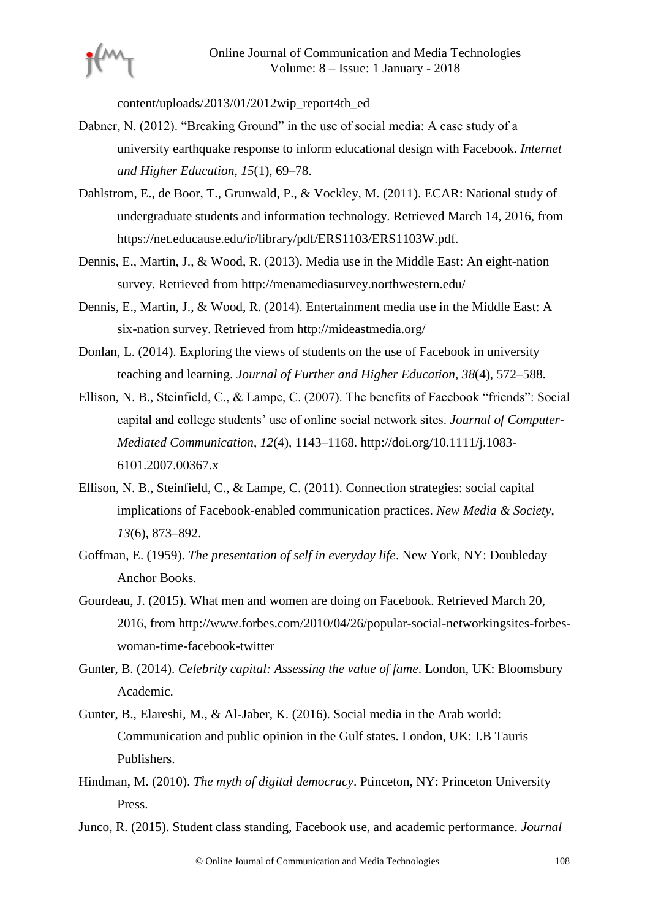content/uploads/2013/01/2012wip_report4th_ed

Dabner, N. (2012). "Breaking Ground" in the use of social media: A case study of a university earthquake response to inform educational design with Facebook. *Internet and Higher Education*, *15*(1), 69–78.

Dahlstrom, E., de Boor, T., Grunwald, P., & Vockley, M. (2011). ECAR: National study of undergraduate students and information technology. Retrieved March 14, 2016, from https://net.educause.edu/ir/library/pdf/ERS1103/ERS1103W.pdf.

Dennis, E., Martin, J., & Wood, R. (2013). Media use in the Middle East: An eight-nation survey. Retrieved from http://menamediasurvey.northwestern.edu/

Dennis, E., Martin, J., & Wood, R. (2014). Entertainment media use in the Middle East: A six-nation survey. Retrieved from http://mideastmedia.org/

Donlan, L. (2014). Exploring the views of students on the use of Facebook in university teaching and learning. *Journal of Further and Higher Education*, *38*(4), 572–588.

Ellison, N. B., Steinfield, C., & Lampe, C. (2007). The benefits of Facebook "friends": Social capital and college students' use of online social network sites. *Journal of Computer-Mediated Communication*, *12*(4), 1143–1168. http://doi.org/10.1111/j.1083-6101.2007.00367.x

Ellison, N. B., Steinfield, C., & Lampe, C. (2011). Connection strategies: social capital implications of Facebook-enabled communication practices. *New Media & Society*, *13*(6), 873–892.

Goffman, E. (1959). *The presentation of self in everyday life*. New York, NY: Doubleday Anchor Books.

Gourdeau, J. (2015). What men and women are doing on Facebook. Retrieved March 20, 2016, from http://www.forbes.com/2010/04/26/popular-social-networkingsites-forbes-woman-time-facebook-twitter

Gunter, B. (2014). *Celebrity capital: Assessing the value of fame*. London, UK: Bloomsbury Academic.

Gunter, B., Elareshi, M., & Al-Jaber, K. (2016). Social media in the Arab world: Communication and public opinion in the Gulf states. London, UK: I.B Tauris Publishers.

Hindman, M. (2010). *The myth of digital democracy*. Ptinceton, NY: Princeton University Press.

Junco, R. (2015). Student class standing, Facebook use, and academic performance. *Journal*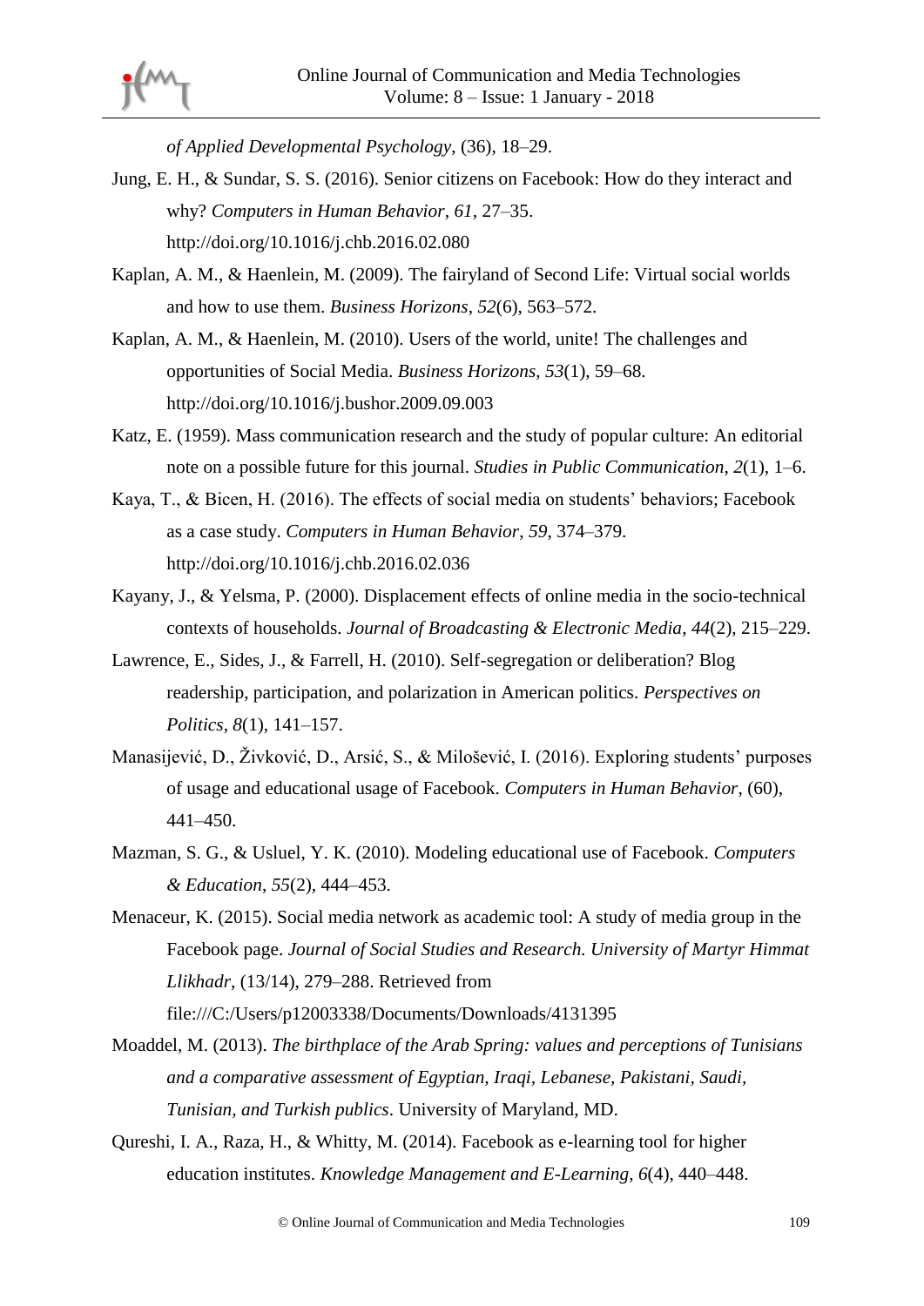*of Applied Developmental Psychology*, (36), 18–29.

Jung, E. H., & Sundar, S. S. (2016). Senior citizens on Facebook: How do they interact and why? *Computers in Human Behavior*, *61*, 27–35. http://doi.org/10.1016/j.chb.2016.02.080

Kaplan, A. M., & Haenlein, M. (2009). The fairyland of Second Life: Virtual social worlds and how to use them. *Business Horizons*, *52*(6), 563–572.

Kaplan, A. M., & Haenlein, M. (2010). Users of the world, unite! The challenges and opportunities of Social Media. *Business Horizons*, *53*(1), 59–68. http://doi.org/10.1016/j.bushor.2009.09.003

Katz, E. (1959). Mass communication research and the study of popular culture: An editorial note on a possible future for this journal. *Studies in Public Communication*, *2*(1), 1–6.

Kaya, T., & Bicen, H. (2016). The effects of social media on students' behaviors; Facebook as a case study. *Computers in Human Behavior*, *59*, 374–379. http://doi.org/10.1016/j.chb.2016.02.036

Kayany, J., & Yelsma, P. (2000). Displacement effects of online media in the socio-technical contexts of households. *Journal of Broadcasting & Electronic Media*, *44*(2), 215–229.

Lawrence, E., Sides, J., & Farrell, H. (2010). Self-segregation or deliberation? Blog readership, participation, and polarization in American politics. *Perspectives on Politics*, *8*(1), 141–157.

Manasijević, D., Živković, D., Arsić, S., & Milošević, I. (2016). Exploring students' purposes of usage and educational usage of Facebook. *Computers in Human Behavior*, (60), 441–450.

Mazman, S. G., & Usluel, Y. K. (2010). Modeling educational use of Facebook. *Computers & Education*, *55*(2), 444–453.

Menaceur, K. (2015). Social media network as academic tool: A study of media group in the Facebook page. *Journal of Social Studies and Research. University of Martyr Himmat Llikhadr*, (13/14), 279–288. Retrieved from file:///C:/Users/p12003338/Documents/Downloads/4131395

Moaddel, M. (2013). *The birthplace of the Arab Spring: values and perceptions of Tunisians and a comparative assessment of Egyptian, Iraqi, Lebanese, Pakistani, Saudi, Tunisian, and Turkish publics*. University of Maryland, MD.

Qureshi, I. A., Raza, H., & Whitty, M. (2014). Facebook as e-learning tool for higher education institutes. *Knowledge Management and E-Learning*, *6*(4), 440–448.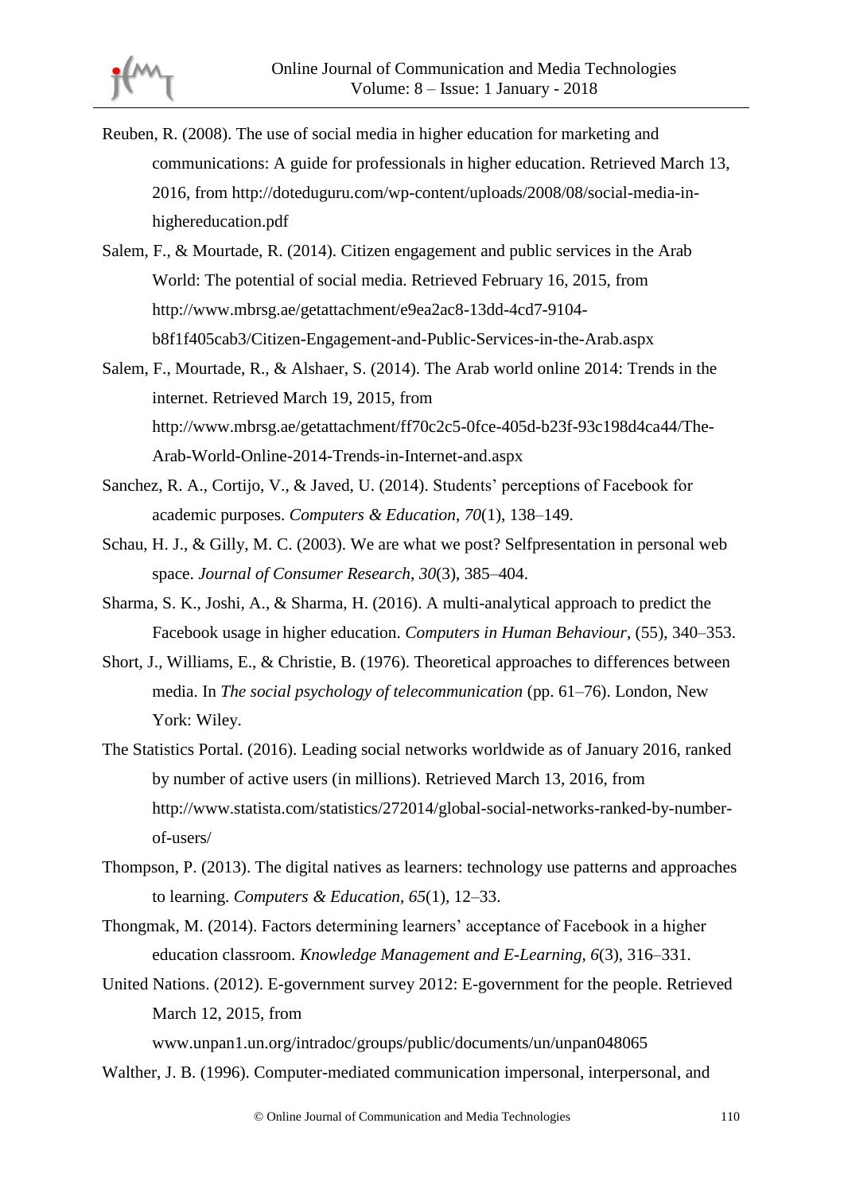Reuben, R. (2008). The use of social media in higher education for marketing and communications: A guide for professionals in higher education. Retrieved March 13, 2016, from http://doteduguru.com/wp-content/uploads/2008/08/social-media-in-highereducation.pdf

Salem, F., & Mourtade, R. (2014). Citizen engagement and public services in the Arab World: The potential of social media. Retrieved February 16, 2015, from http://www.mbrsg.ae/getattachment/e9ea2ac8-13dd-4cd7-9104-b8f1f405cab3/Citizen-Engagement-and-Public-Services-in-the-Arab.aspx

Salem, F., Mourtade, R., & Alshaer, S. (2014). The Arab world online 2014: Trends in the internet. Retrieved March 19, 2015, from http://www.mbrsg.ae/getattachment/ff70c2c5-0fce-405d-b23f-93c198d4ca44/The-Arab-World-Online-2014-Trends-in-Internet-and.aspx

Sanchez, R. A., Cortijo, V., & Javed, U. (2014). Students' perceptions of Facebook for academic purposes. *Computers & Education*, *70*(1), 138–149.

Schau, H. J., & Gilly, M. C. (2003). We are what we post? Selfpresentation in personal web space. *Journal of Consumer Research*, *30*(3), 385–404.

Sharma, S. K., Joshi, A., & Sharma, H. (2016). A multi-analytical approach to predict the Facebook usage in higher education. *Computers in Human Behaviour*, (55), 340–353.

Short, J., Williams, E., & Christie, B. (1976). Theoretical approaches to differences between media. In *The social psychology of telecommunication* (pp. 61–76). London, New York: Wiley.

The Statistics Portal. (2016). Leading social networks worldwide as of January 2016, ranked by number of active users (in millions). Retrieved March 13, 2016, from http://www.statista.com/statistics/272014/global-social-networks-ranked-by-number-of-users/

Thompson, P. (2013). The digital natives as learners: technology use patterns and approaches to learning. *Computers & Education*, *65*(1), 12–33.

Thongmak, M. (2014). Factors determining learners' acceptance of Facebook in a higher education classroom. *Knowledge Management and E-Learning*, *6*(3), 316–331.

United Nations. (2012). E-government survey 2012: E-government for the people. Retrieved March 12, 2015, from www.unpan1.un.org/intradoc/groups/public/documents/un/unpan048065

Walther, J. B. (1996). Computer-mediated communication impersonal, interpersonal, and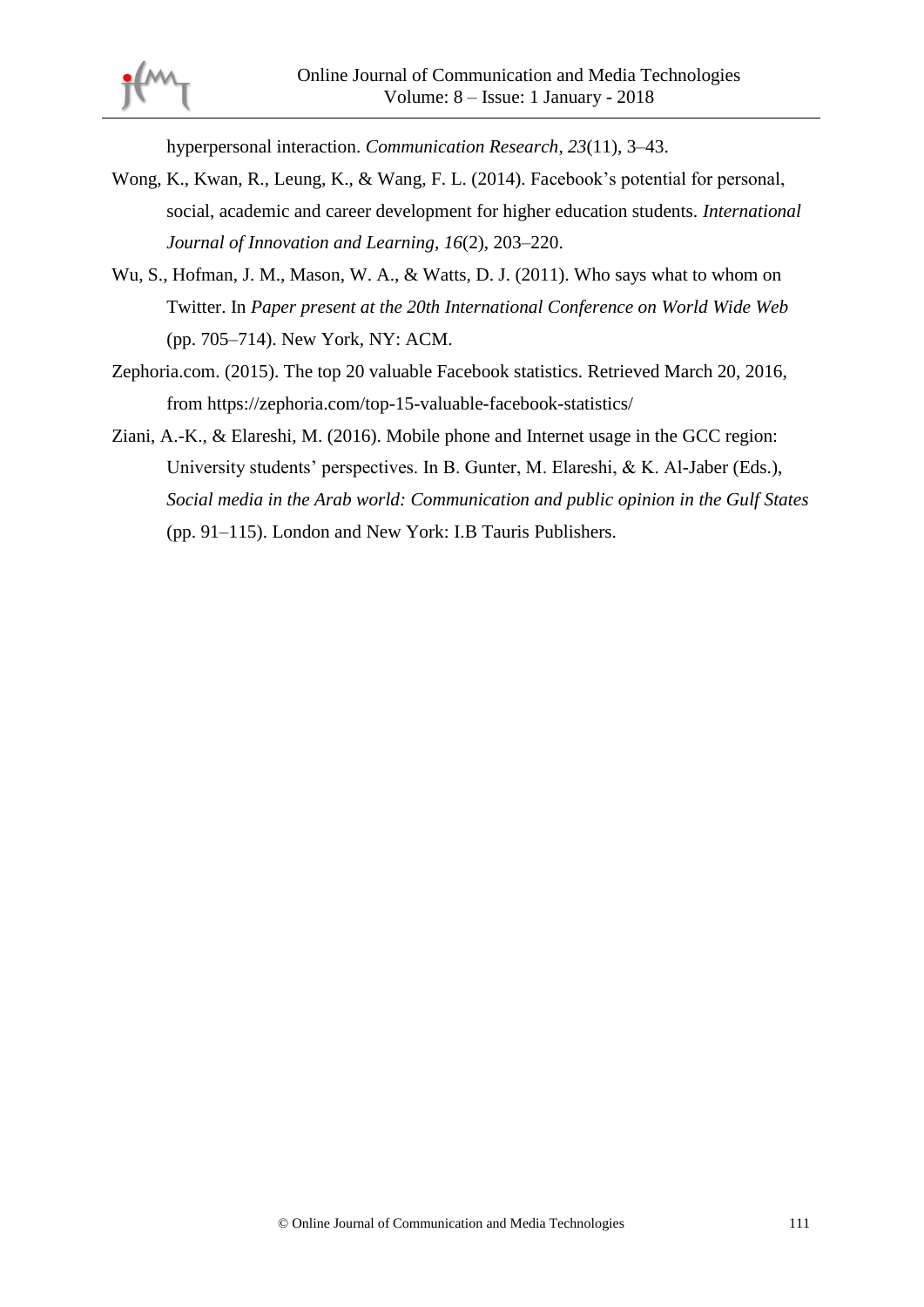hyperpersonal interaction. *Communication Research*, *23*(11), 3–43.

Wong, K., Kwan, R., Leung, K., & Wang, F. L. (2014). Facebook's potential for personal, social, academic and career development for higher education students. *International Journal of Innovation and Learning*, *16*(2), 203–220.

Wu, S., Hofman, J. M., Mason, W. A., & Watts, D. J. (2011). Who says what to whom on Twitter. In *Paper present at the 20th International Conference on World Wide Web* (pp. 705–714). New York, NY: ACM.

Zephoria.com. (2015). The top 20 valuable Facebook statistics. Retrieved March 20, 2016, from https://zephoria.com/top-15-valuable-facebook-statistics/

Ziani, A.-K., & Elareshi, M. (2016). Mobile phone and Internet usage in the GCC region: University students' perspectives. In B. Gunter, M. Elareshi, & K. Al-Jaber (Eds.), *Social media in the Arab world: Communication and public opinion in the Gulf States* (pp. 91–115). London and New York: I.B Tauris Publishers.